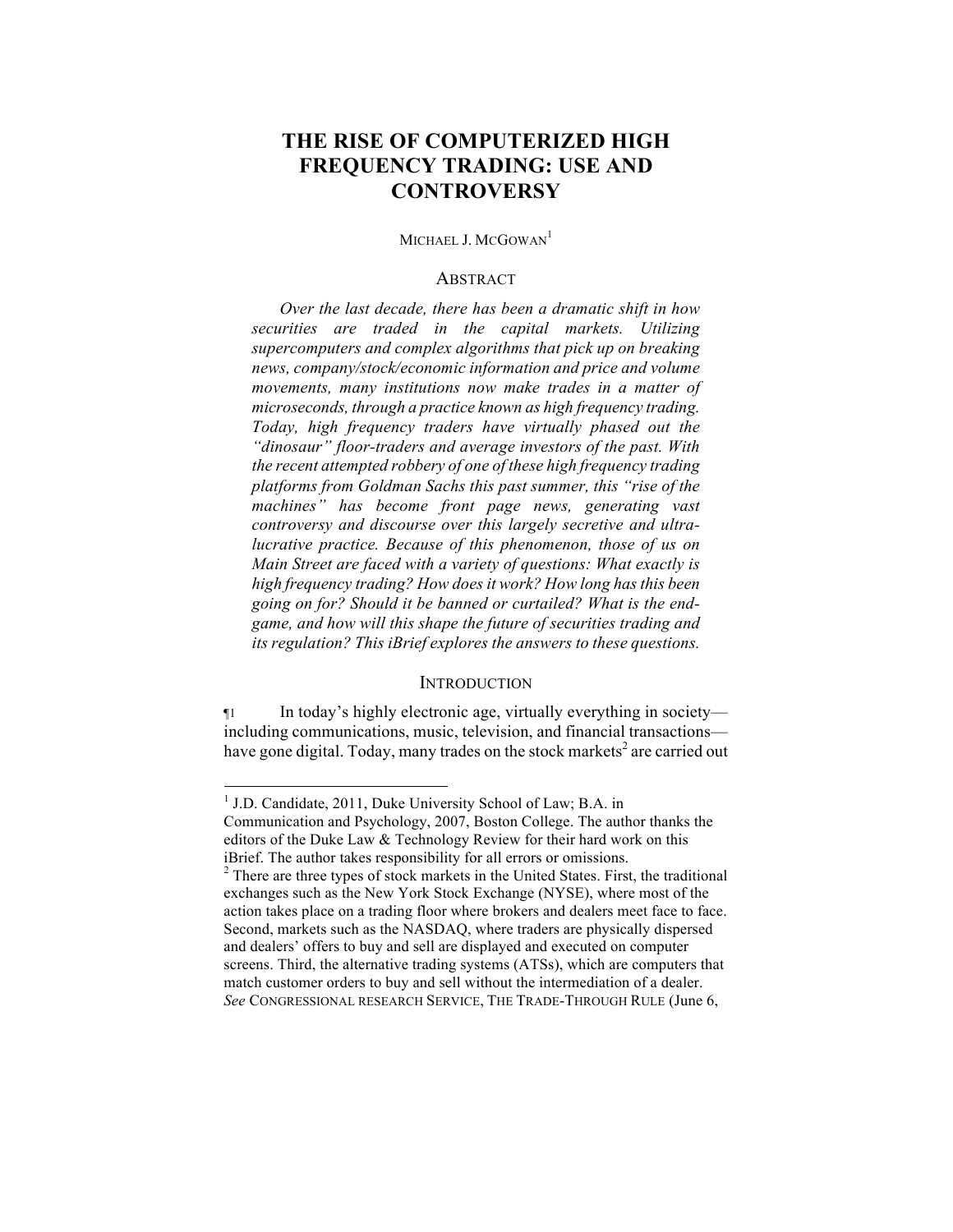# THE RISE OF COMPUTERIZED HIGH FREQUENCY TRADING: USE AND CONTROVERSY

MICHAEL J. MCGOWAN[1]

## ABSTRACT

*Over the last decade, there has been a dramatic shift in how securities are traded in the capital markets. Utilizing supercomputers and complex algorithms that pick up on breaking news, company/stock/economic information and price and volume movements, many institutions now make trades in a matter of microseconds, through a practice known as high frequency trading. Today, high frequency traders have virtually phased out the "dinosaur" floor-traders and average investors of the past. With the recent attempted robbery of one of these high frequency trading platforms from Goldman Sachs this past summer, this "rise of the machines" has become front page news, generating vast controversy and discourse over this largely secretive and ultra-lucrative practice. Because of this phenomenon, those of us on Main Street are faced with a variety of questions: What exactly is high frequency trading? How does it work? How long has this been going on for? Should it be banned or curtailed? What is the end-game, and how will this shape the future of securities trading and its regulation? This iBrief explores the answers to these questions.*

## INTRODUCTION

¶1 In today's highly electronic age, virtually everything in society—including communications, music, television, and financial transactions—have gone digital. Today, many trades on the stock markets[2] are carried out

---

[1] J.D. Candidate, 2011, Duke University School of Law; B.A. in Communication and Psychology, 2007, Boston College. The author thanks the editors of the Duke Law & Technology Review for their hard work on this iBrief. The author takes responsibility for all errors or omissions.

[2] There are three types of stock markets in the United States. First, the traditional exchanges such as the New York Stock Exchange (NYSE), where most of the action takes place on a trading floor where brokers and dealers meet face to face. Second, markets such as the NASDAQ, where traders are physically dispersed and dealers' offers to buy and sell are displayed and executed on computer screens. Third, the alternative trading systems (ATSs), which are computers that match customer orders to buy and sell without the intermediation of a dealer. *See* CONGRESSIONAL RESEARCH SERVICE, THE TRADE-THROUGH RULE (June 6,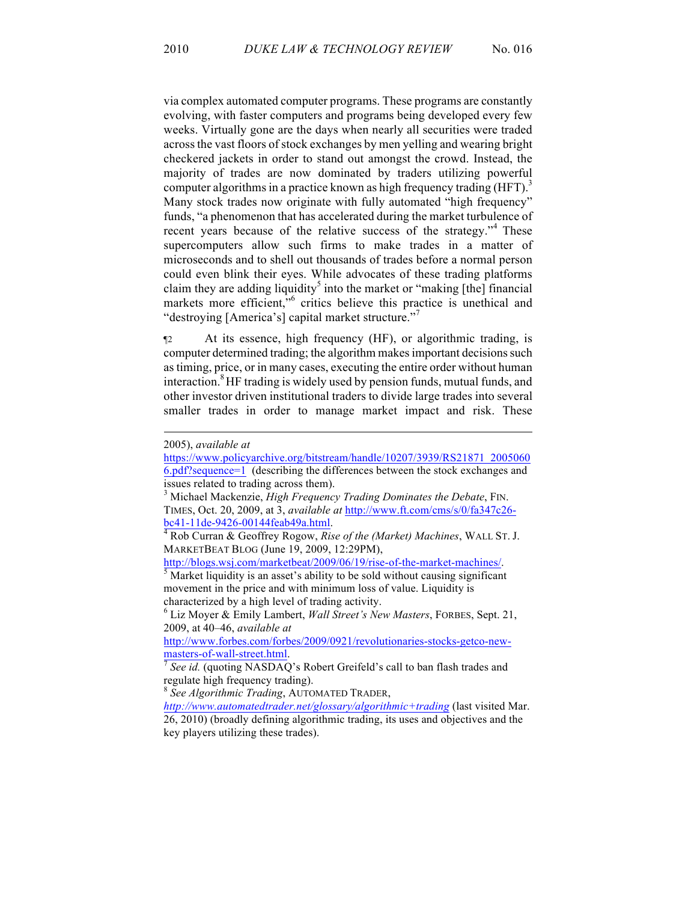via complex automated computer programs. These programs are constantly evolving, with faster computers and programs being developed every few weeks. Virtually gone are the days when nearly all securities were traded across the vast floors of stock exchanges by men yelling and wearing bright checkered jackets in order to stand out amongst the crowd. Instead, the majority of trades are now dominated by traders utilizing powerful computer algorithms in a practice known as high frequency trading (HFT).[3] Many stock trades now originate with fully automated "high frequency" funds, "a phenomenon that has accelerated during the market turbulence of recent years because of the relative success of the strategy."[4] These supercomputers allow such firms to make trades in a matter of microseconds and to shell out thousands of trades before a normal person could even blink their eyes. While advocates of these trading platforms claim they are adding liquidity[5] into the market or "making [the] financial markets more efficient,"[6] critics believe this practice is unethical and "destroying [America's] capital market structure."[7]

¶2 At its essence, high frequency (HF), or algorithmic trading, is computer determined trading; the algorithm makes important decisions such as timing, price, or in many cases, executing the entire order without human interaction.[8] HF trading is widely used by pension funds, mutual funds, and other investor driven institutional traders to divide large trades into several smaller trades in order to manage market impact and risk. These

---

2005), *available at* https://www.policyarchive.org/bitstream/handle/10207/3939/RS21871_20050606.pdf?sequence=1 (describing the differences between the stock exchanges and issues related to trading across them).

[3] Michael Mackenzie, *High Frequency Trading Dominates the Debate*, FIN. TIMES, Oct. 20, 2009, at 3, *available at* http://www.ft.com/cms/s/0/fa347c26-bc41-11de-9426-00144feab49a.html.

[4] Rob Curran & Geoffrey Rogow, *Rise of the (Market) Machines*, WALL ST. J. MARKETBEAT BLOG (June 19, 2009, 12:29PM), http://blogs.wsj.com/marketbeat/2009/06/19/rise-of-the-market-machines/.

[5] Market liquidity is an asset's ability to be sold without causing significant movement in the price and with minimum loss of value. Liquidity is characterized by a high level of trading activity.

[6] Liz Moyer & Emily Lambert, *Wall Street's New Masters*, FORBES, Sept. 21, 2009, at 40–46, *available at* http://www.forbes.com/forbes/2009/0921/revolutionaries-stocks-getco-new-masters-of-wall-street.html.

[7] *See id.* (quoting NASDAQ's Robert Greifeld's call to ban flash trades and regulate high frequency trading).

[8] *See Algorithmic Trading*, AUTOMATED TRADER, *http://www.automatedtrader.net/glossary/algorithmic+trading* (last visited Mar. 26, 2010) (broadly defining algorithmic trading, its uses and objectives and the key players utilizing these trades).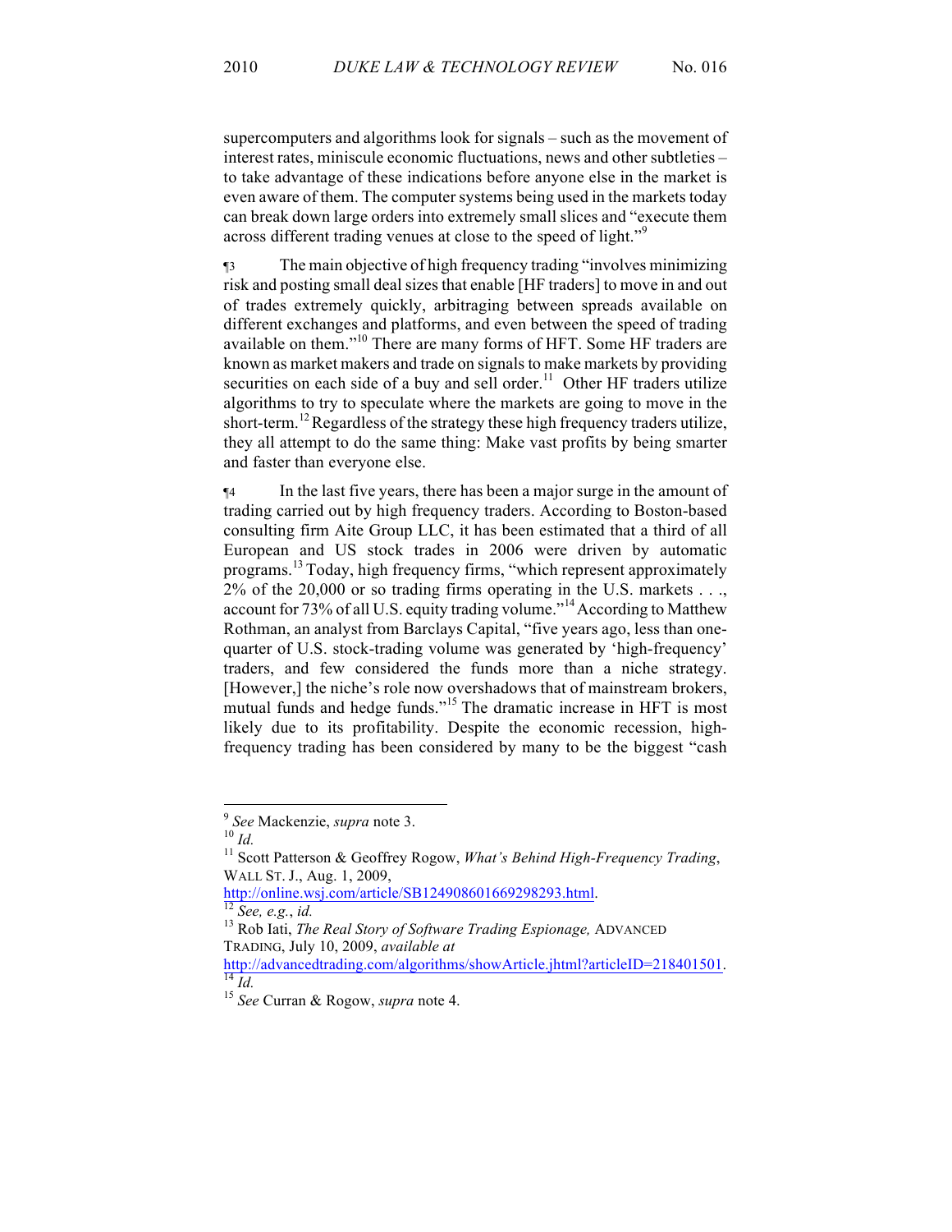supercomputers and algorithms look for signals – such as the movement of interest rates, miniscule economic fluctuations, news and other subtleties – to take advantage of these indications before anyone else in the market is even aware of them. The computer systems being used in the markets today can break down large orders into extremely small slices and "execute them across different trading venues at close to the speed of light."[9]

¶3 The main objective of high frequency trading "involves minimizing risk and posting small deal sizes that enable [HF traders] to move in and out of trades extremely quickly, arbitraging between spreads available on different exchanges and platforms, and even between the speed of trading available on them."[10] There are many forms of HFT. Some HF traders are known as market makers and trade on signals to make markets by providing securities on each side of a buy and sell order.[11] Other HF traders utilize algorithms to try to speculate where the markets are going to move in the short-term.[12] Regardless of the strategy these high frequency traders utilize, they all attempt to do the same thing: Make vast profits by being smarter and faster than everyone else.

¶4 In the last five years, there has been a major surge in the amount of trading carried out by high frequency traders. According to Boston-based consulting firm Aite Group LLC, it has been estimated that a third of all European and US stock trades in 2006 were driven by automatic programs.[13] Today, high frequency firms, "which represent approximately 2% of the 20,000 or so trading firms operating in the U.S. markets . . ., account for 73% of all U.S. equity trading volume."[14] According to Matthew Rothman, an analyst from Barclays Capital, "five years ago, less than one-quarter of U.S. stock-trading volume was generated by 'high-frequency' traders, and few considered the funds more than a niche strategy. [However,] the niche's role now overshadows that of mainstream brokers, mutual funds and hedge funds."[15] The dramatic increase in HFT is most likely due to its profitability. Despite the economic recession, high-frequency trading has been considered by many to be the biggest "cash

---

[9] *See* Mackenzie, *supra* note 3.

[10] *Id.*

[11] Scott Patterson & Geoffrey Rogow, *What's Behind High-Frequency Trading*, WALL ST. J., Aug. 1, 2009, http://online.wsj.com/article/SB124908601669298293.html.

[12] *See, e.g.*, *id.*

[13] Rob Iati, *The Real Story of Software Trading Espionage,* ADVANCED TRADING, July 10, 2009, *available at* http://advancedtrading.com/algorithms/showArticle.jhtml?articleID=218401501.

[14] *Id.*

[15] *See* Curran & Rogow, *supra* note 4.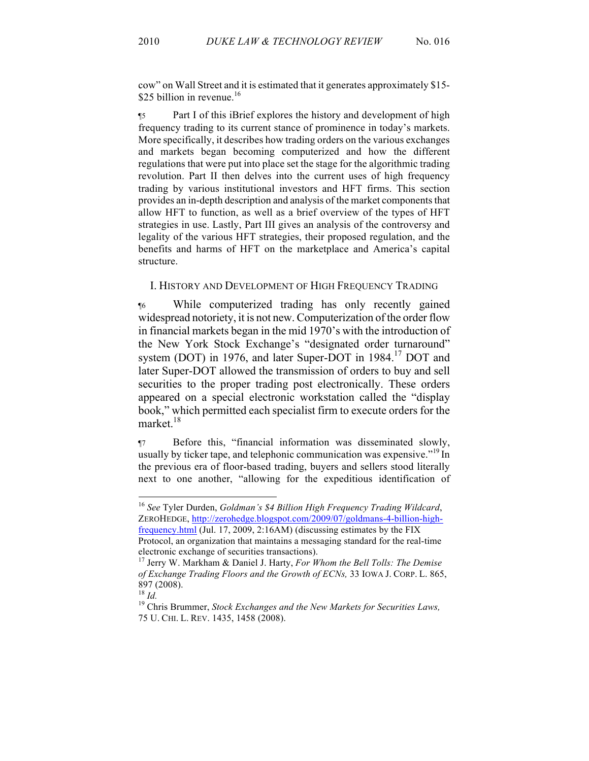cow" on Wall Street and it is estimated that it generates approximately $15-$25 billion in revenue.[16]

¶5 Part I of this iBrief explores the history and development of high frequency trading to its current stance of prominence in today's markets. More specifically, it describes how trading orders on the various exchanges and markets began becoming computerized and how the different regulations that were put into place set the stage for the algorithmic trading revolution. Part II then delves into the current uses of high frequency trading by various institutional investors and HFT firms. This section provides an in-depth description and analysis of the market components that allow HFT to function, as well as a brief overview of the types of HFT strategies in use. Lastly, Part III gives an analysis of the controversy and legality of the various HFT strategies, their proposed regulation, and the benefits and harms of HFT on the marketplace and America's capital structure.

## I. History and Development of High Frequency Trading

¶6 While computerized trading has only recently gained widespread notoriety, it is not new. Computerization of the order flow in financial markets began in the mid 1970's with the introduction of the New York Stock Exchange's "designated order turnaround" system (DOT) in 1976, and later Super-DOT in 1984.[17] DOT and later Super-DOT allowed the transmission of orders to buy and sell securities to the proper trading post electronically. These orders appeared on a special electronic workstation called the "display book," which permitted each specialist firm to execute orders for the market.[18]

¶7 Before this, "financial information was disseminated slowly, usually by ticker tape, and telephonic communication was expensive."[19] In the previous era of floor-based trading, buyers and sellers stood literally next to one another, "allowing for the expeditious identification of

---

[16] *See* Tyler Durden, *Goldman's $4 Billion High Frequency Trading Wildcard*, ZeroHedge, http://zerohedge.blogspot.com/2009/07/goldmans-4-billion-high-frequency.html (Jul. 17, 2009, 2:16AM) (discussing estimates by the FIX Protocol, an organization that maintains a messaging standard for the real-time electronic exchange of securities transactions).

[17] Jerry W. Markham & Daniel J. Harty, *For Whom the Bell Tolls: The Demise of Exchange Trading Floors and the Growth of ECNs,* 33 Iowa J. Corp. L. 865, 897 (2008).

[18] *Id.*

[19] Chris Brummer, *Stock Exchanges and the New Markets for Securities Laws,* 75 U. Chi. L. Rev. 1435, 1458 (2008).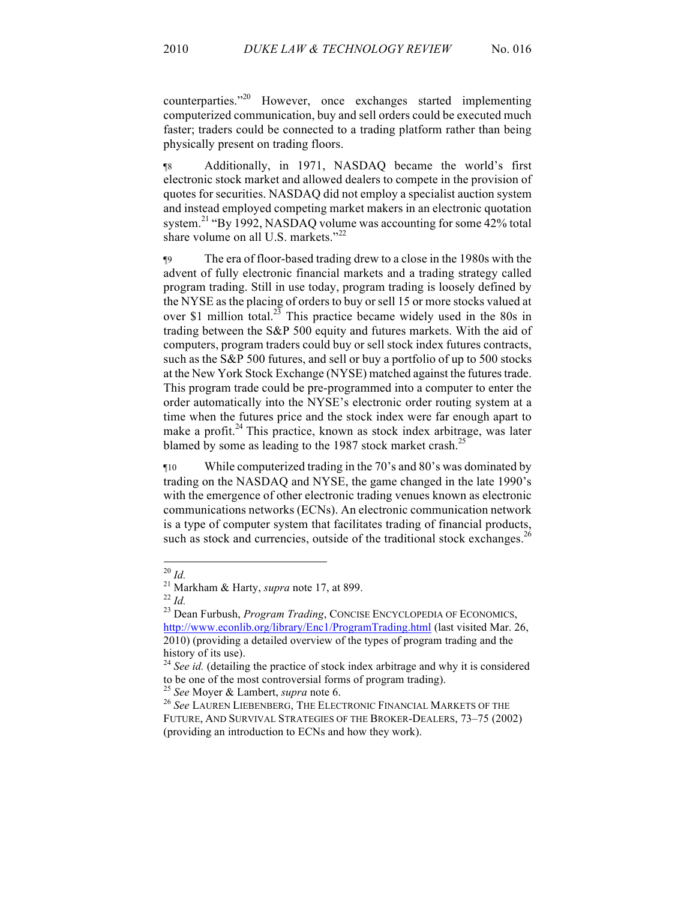counterparties."[20] However, once exchanges started implementing computerized communication, buy and sell orders could be executed much faster; traders could be connected to a trading platform rather than being physically present on trading floors.

¶8 Additionally, in 1971, NASDAQ became the world's first electronic stock market and allowed dealers to compete in the provision of quotes for securities. NASDAQ did not employ a specialist auction system and instead employed competing market makers in an electronic quotation system.[21] "By 1992, NASDAQ volume was accounting for some 42% total share volume on all U.S. markets."[22]

¶9 The era of floor-based trading drew to a close in the 1980s with the advent of fully electronic financial markets and a trading strategy called program trading. Still in use today, program trading is loosely defined by the NYSE as the placing of orders to buy or sell 15 or more stocks valued at over $1 million total.[23] This practice became widely used in the 80s in trading between the S&P 500 equity and futures markets. With the aid of computers, program traders could buy or sell stock index futures contracts, such as the S&P 500 futures, and sell or buy a portfolio of up to 500 stocks at the New York Stock Exchange (NYSE) matched against the futures trade. This program trade could be pre-programmed into a computer to enter the order automatically into the NYSE's electronic order routing system at a time when the futures price and the stock index were far enough apart to make a profit.[24] This practice, known as stock index arbitrage, was later blamed by some as leading to the 1987 stock market crash.[25]

¶10 While computerized trading in the 70's and 80's was dominated by trading on the NASDAQ and NYSE, the game changed in the late 1990's with the emergence of other electronic trading venues known as electronic communications networks (ECNs). An electronic communication network is a type of computer system that facilitates trading of financial products, such as stock and currencies, outside of the traditional stock exchanges.[26]

---

[20] *Id.*

[21] Markham & Harty, *supra* note 17, at 899.

[22] *Id.*

[23] Dean Furbush, *Program Trading*, CONCISE ENCYCLOPEDIA OF ECONOMICS, http://www.econlib.org/library/Enc1/ProgramTrading.html (last visited Mar. 26, 2010) (providing a detailed overview of the types of program trading and the history of its use).

[24] *See id.* (detailing the practice of stock index arbitrage and why it is considered to be one of the most controversial forms of program trading).

[25] *See* Moyer & Lambert, *supra* note 6.

[26] *See* LAUREN LIEBENBERG, THE ELECTRONIC FINANCIAL MARKETS OF THE FUTURE, AND SURVIVAL STRATEGIES OF THE BROKER-DEALERS, 73–75 (2002) (providing an introduction to ECNs and how they work).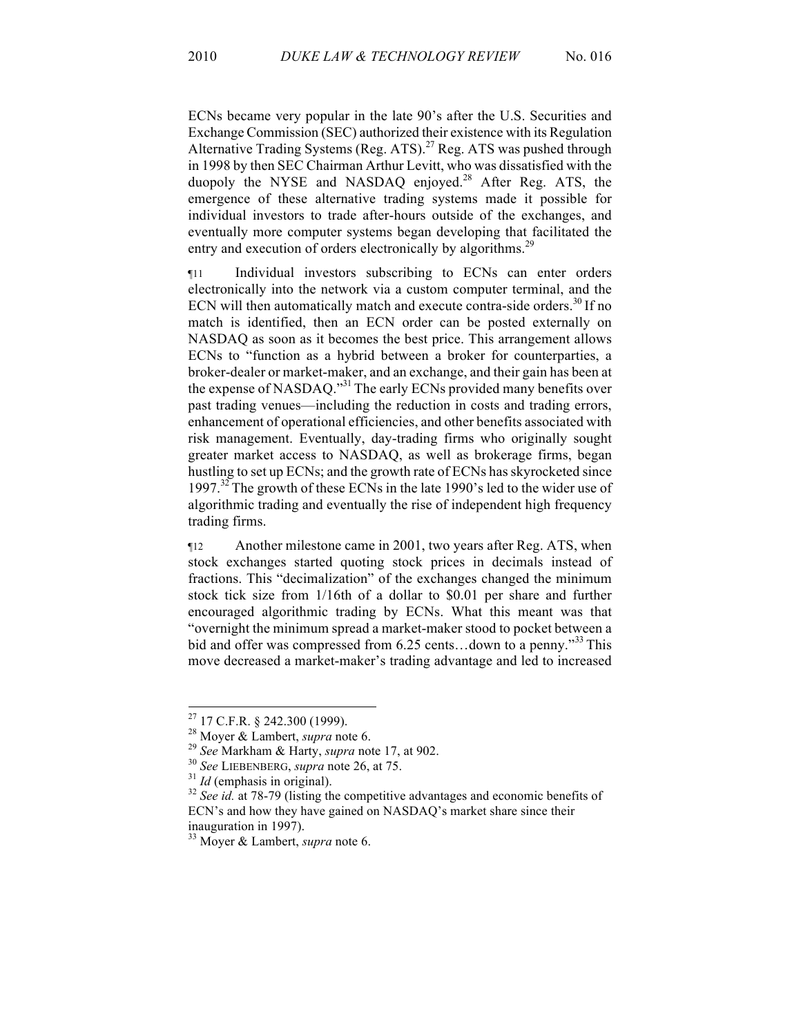ECNs became very popular in the late 90's after the U.S. Securities and Exchange Commission (SEC) authorized their existence with its Regulation Alternative Trading Systems (Reg. ATS).[27] Reg. ATS was pushed through in 1998 by then SEC Chairman Arthur Levitt, who was dissatisfied with the duopoly the NYSE and NASDAQ enjoyed.[28] After Reg. ATS, the emergence of these alternative trading systems made it possible for individual investors to trade after-hours outside of the exchanges, and eventually more computer systems began developing that facilitated the entry and execution of orders electronically by algorithms.[29]

¶11 Individual investors subscribing to ECNs can enter orders electronically into the network via a custom computer terminal, and the ECN will then automatically match and execute contra-side orders.[30] If no match is identified, then an ECN order can be posted externally on NASDAQ as soon as it becomes the best price. This arrangement allows ECNs to "function as a hybrid between a broker for counterparties, a broker-dealer or market-maker, and an exchange, and their gain has been at the expense of NASDAQ."[31] The early ECNs provided many benefits over past trading venues—including the reduction in costs and trading errors, enhancement of operational efficiencies, and other benefits associated with risk management. Eventually, day-trading firms who originally sought greater market access to NASDAQ, as well as brokerage firms, began hustling to set up ECNs; and the growth rate of ECNs has skyrocketed since 1997.[32] The growth of these ECNs in the late 1990's led to the wider use of algorithmic trading and eventually the rise of independent high frequency trading firms.

¶12 Another milestone came in 2001, two years after Reg. ATS, when stock exchanges started quoting stock prices in decimals instead of fractions. This "decimalization" of the exchanges changed the minimum stock tick size from 1/16th of a dollar to $0.01 per share and further encouraged algorithmic trading by ECNs. What this meant was that "overnight the minimum spread a market-maker stood to pocket between a bid and offer was compressed from 6.25 cents…down to a penny."[33] This move decreased a market-maker's trading advantage and led to increased

---

[27] 17 C.F.R. § 242.300 (1999).

[28] Moyer & Lambert, *supra* note 6.

[29] *See* Markham & Harty, *supra* note 17, at 902.

[30] *See* LIEBENBERG, *supra* note 26, at 75.

[31] *Id* (emphasis in original).

[32] *See id.* at 78-79 (listing the competitive advantages and economic benefits of ECN's and how they have gained on NASDAQ's market share since their inauguration in 1997).

[33] Moyer & Lambert, *supra* note 6.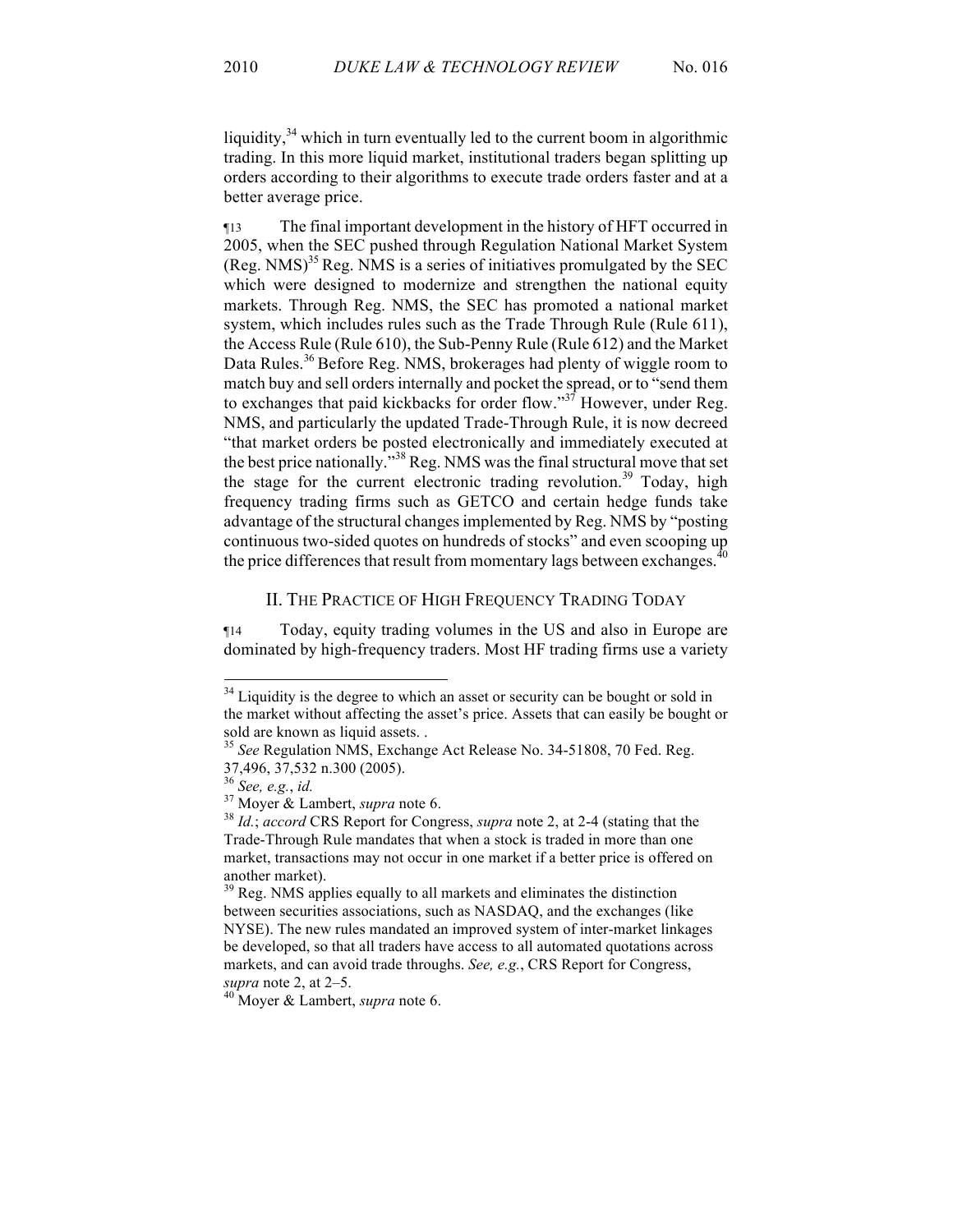liquidity,[34] which in turn eventually led to the current boom in algorithmic trading. In this more liquid market, institutional traders began splitting up orders according to their algorithms to execute trade orders faster and at a better average price.

¶13 The final important development in the history of HFT occurred in 2005, when the SEC pushed through Regulation National Market System (Reg. NMS)[35] Reg. NMS is a series of initiatives promulgated by the SEC which were designed to modernize and strengthen the national equity markets. Through Reg. NMS, the SEC has promoted a national market system, which includes rules such as the Trade Through Rule (Rule 611), the Access Rule (Rule 610), the Sub-Penny Rule (Rule 612) and the Market Data Rules.[36] Before Reg. NMS, brokerages had plenty of wiggle room to match buy and sell orders internally and pocket the spread, or to "send them to exchanges that paid kickbacks for order flow."[37] However, under Reg. NMS, and particularly the updated Trade-Through Rule, it is now decreed "that market orders be posted electronically and immediately executed at the best price nationally."[38] Reg. NMS was the final structural move that set the stage for the current electronic trading revolution.[39] Today, high frequency trading firms such as GETCO and certain hedge funds take advantage of the structural changes implemented by Reg. NMS by "posting continuous two-sided quotes on hundreds of stocks" and even scooping up the price differences that result from momentary lags between exchanges.[40]

## II. The Practice of High Frequency Trading Today

¶14 Today, equity trading volumes in the US and also in Europe are dominated by high-frequency traders. Most HF trading firms use a variety

---

[34] Liquidity is the degree to which an asset or security can be bought or sold in the market without affecting the asset's price. Assets that can easily be bought or sold are known as liquid assets. .

[35] *See* Regulation NMS, Exchange Act Release No. 34-51808, 70 Fed. Reg. 37,496, 37,532 n.300 (2005).

[36] *See, e.g.*, *id.*

[37] Moyer & Lambert, *supra* note 6.

[38] *Id.*; *accord* CRS Report for Congress, *supra* note 2, at 2-4 (stating that the Trade-Through Rule mandates that when a stock is traded in more than one market, transactions may not occur in one market if a better price is offered on another market).

[39] Reg. NMS applies equally to all markets and eliminates the distinction between securities associations, such as NASDAQ, and the exchanges (like NYSE). The new rules mandated an improved system of inter-market linkages be developed, so that all traders have access to all automated quotations across markets, and can avoid trade throughs. *See, e.g.*, CRS Report for Congress, *supra* note 2, at 2–5.

[40] Moyer & Lambert, *supra* note 6.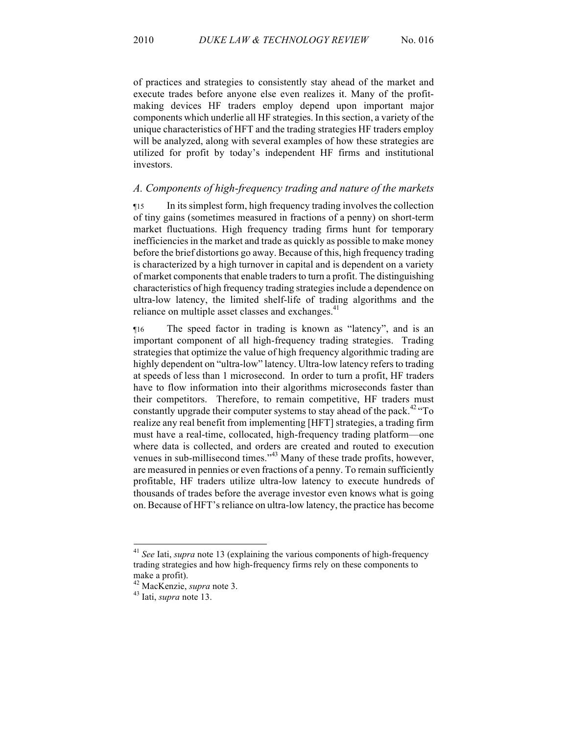of practices and strategies to consistently stay ahead of the market and execute trades before anyone else even realizes it. Many of the profit-making devices HF traders employ depend upon important major components which underlie all HF strategies. In this section, a variety of the unique characteristics of HFT and the trading strategies HF traders employ will be analyzed, along with several examples of how these strategies are utilized for profit by today's independent HF firms and institutional investors.

### *A. Components of high-frequency trading and nature of the markets*

¶15 In its simplest form, high frequency trading involves the collection of tiny gains (sometimes measured in fractions of a penny) on short-term market fluctuations. High frequency trading firms hunt for temporary inefficiencies in the market and trade as quickly as possible to make money before the brief distortions go away. Because of this, high frequency trading is characterized by a high turnover in capital and is dependent on a variety of market components that enable traders to turn a profit. The distinguishing characteristics of high frequency trading strategies include a dependence on ultra-low latency, the limited shelf-life of trading algorithms and the reliance on multiple asset classes and exchanges.[41]

¶16 The speed factor in trading is known as "latency", and is an important component of all high-frequency trading strategies. Trading strategies that optimize the value of high frequency algorithmic trading are highly dependent on "ultra-low" latency. Ultra-low latency refers to trading at speeds of less than 1 microsecond. In order to turn a profit, HF traders have to flow information into their algorithms microseconds faster than their competitors. Therefore, to remain competitive, HF traders must constantly upgrade their computer systems to stay ahead of the pack.[42] "To realize any real benefit from implementing [HFT] strategies, a trading firm must have a real-time, collocated, high-frequency trading platform—one where data is collected, and orders are created and routed to execution venues in sub-millisecond times."[43] Many of these trade profits, however, are measured in pennies or even fractions of a penny. To remain sufficiently profitable, HF traders utilize ultra-low latency to execute hundreds of thousands of trades before the average investor even knows what is going on. Because of HFT's reliance on ultra-low latency, the practice has become

---

[41] *See* Iati, *supra* note 13 (explaining the various components of high-frequency trading strategies and how high-frequency firms rely on these components to make a profit).

[42] MacKenzie, *supra* note 3.

[43] Iati, *supra* note 13.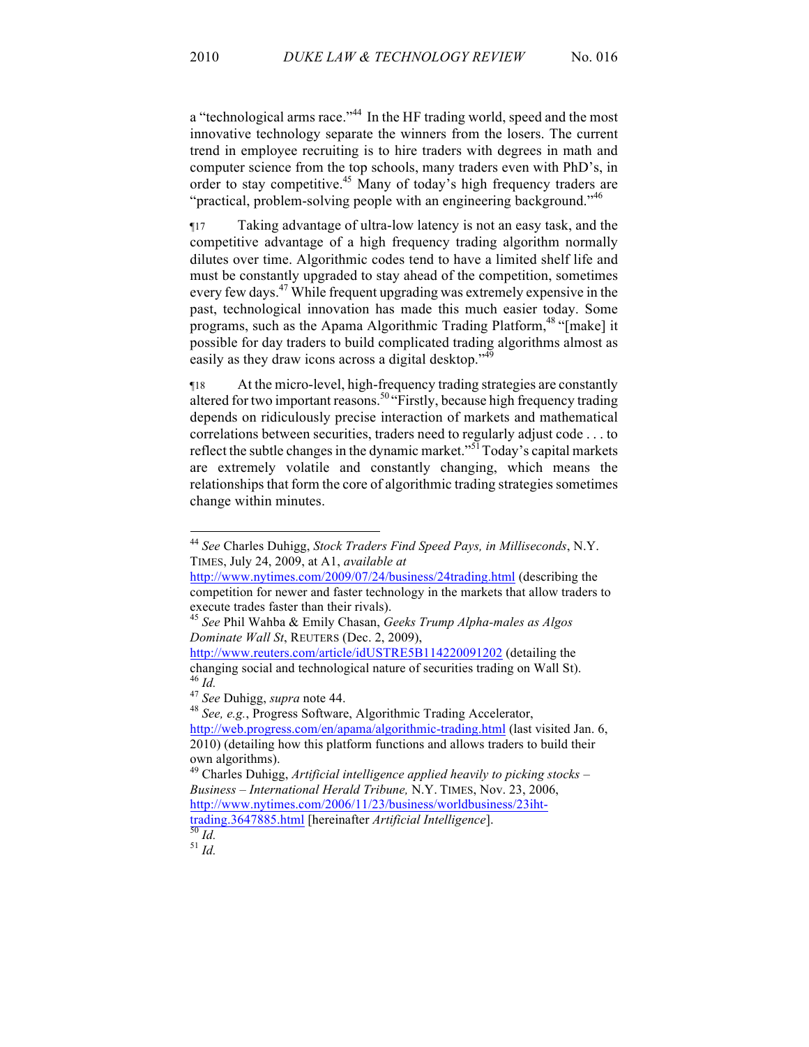a "technological arms race."[44] In the HF trading world, speed and the most innovative technology separate the winners from the losers. The current trend in employee recruiting is to hire traders with degrees in math and computer science from the top schools, many traders even with PhD's, in order to stay competitive.[45] Many of today's high frequency traders are "practical, problem-solving people with an engineering background."[46]

¶17 Taking advantage of ultra-low latency is not an easy task, and the competitive advantage of a high frequency trading algorithm normally dilutes over time. Algorithmic codes tend to have a limited shelf life and must be constantly upgraded to stay ahead of the competition, sometimes every few days.[47] While frequent upgrading was extremely expensive in the past, technological innovation has made this much easier today. Some programs, such as the Apama Algorithmic Trading Platform,[48] "[make] it possible for day traders to build complicated trading algorithms almost as easily as they draw icons across a digital desktop."[49]

¶18 At the micro-level, high-frequency trading strategies are constantly altered for two important reasons.[50] "Firstly, because high frequency trading depends on ridiculously precise interaction of markets and mathematical correlations between securities, traders need to regularly adjust code . . . to reflect the subtle changes in the dynamic market."[51] Today's capital markets are extremely volatile and constantly changing, which means the relationships that form the core of algorithmic trading strategies sometimes change within minutes.

---

[44] *See* Charles Duhigg, *Stock Traders Find Speed Pays, in Milliseconds*, N.Y. TIMES, July 24, 2009, at A1, *available at* http://www.nytimes.com/2009/07/24/business/24trading.html (describing the competition for newer and faster technology in the markets that allow traders to execute trades faster than their rivals).

[45] *See* Phil Wahba & Emily Chasan, *Geeks Trump Alpha-males as Algos Dominate Wall St*, REUTERS (Dec. 2, 2009), http://www.reuters.com/article/idUSTRE5B114220091202 (detailing the changing social and technological nature of securities trading on Wall St).

[46] *Id.*

[47] *See* Duhigg, *supra* note 44.

[48] *See, e.g.*, Progress Software, Algorithmic Trading Accelerator, http://web.progress.com/en/apama/algorithmic-trading.html (last visited Jan. 6, 2010) (detailing how this platform functions and allows traders to build their own algorithms).

[49] Charles Duhigg, *Artificial intelligence applied heavily to picking stocks – Business – International Herald Tribune,* N.Y. TIMES, Nov. 23, 2006, http://www.nytimes.com/2006/11/23/business/worldbusiness/23iht-trading.3647885.html [hereinafter *Artificial Intelligence*].

[50] *Id.*

[51] *Id.*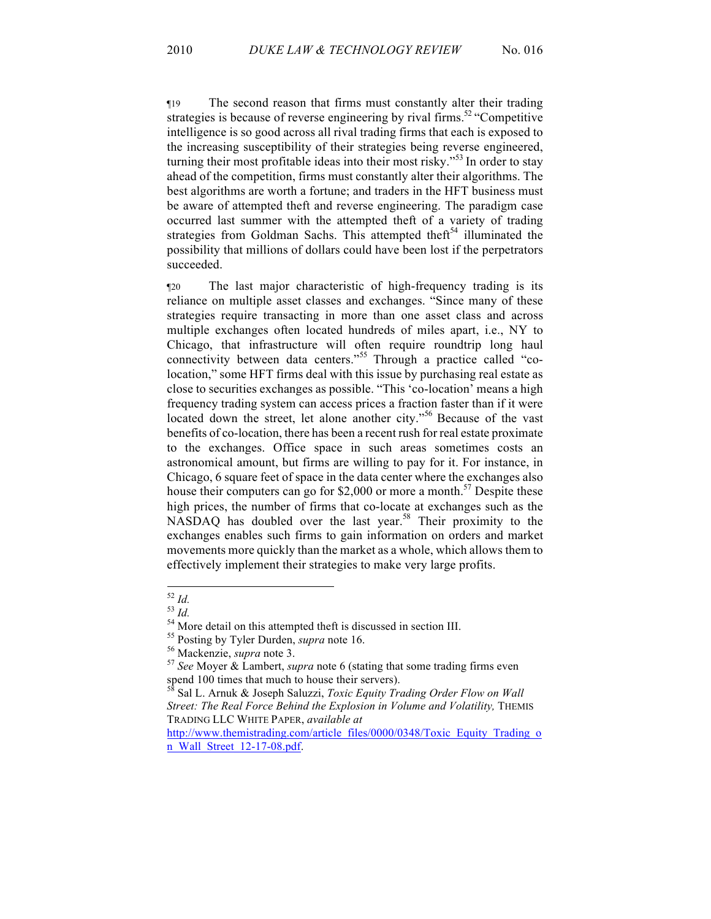¶19 The second reason that firms must constantly alter their trading strategies is because of reverse engineering by rival firms.[52] "Competitive intelligence is so good across all rival trading firms that each is exposed to the increasing susceptibility of their strategies being reverse engineered, turning their most profitable ideas into their most risky."[53] In order to stay ahead of the competition, firms must constantly alter their algorithms. The best algorithms are worth a fortune; and traders in the HFT business must be aware of attempted theft and reverse engineering. The paradigm case occurred last summer with the attempted theft of a variety of trading strategies from Goldman Sachs. This attempted theft[54] illuminated the possibility that millions of dollars could have been lost if the perpetrators succeeded.

¶20 The last major characteristic of high-frequency trading is its reliance on multiple asset classes and exchanges. "Since many of these strategies require transacting in more than one asset class and across multiple exchanges often located hundreds of miles apart, i.e., NY to Chicago, that infrastructure will often require roundtrip long haul connectivity between data centers."[55] Through a practice called "co-location," some HFT firms deal with this issue by purchasing real estate as close to securities exchanges as possible. "This 'co-location' means a high frequency trading system can access prices a fraction faster than if it were located down the street, let alone another city."[56] Because of the vast benefits of co-location, there has been a recent rush for real estate proximate to the exchanges. Office space in such areas sometimes costs an astronomical amount, but firms are willing to pay for it. For instance, in Chicago, 6 square feet of space in the data center where the exchanges also house their computers can go for $2,000 or more a month.[57] Despite these high prices, the number of firms that co-locate at exchanges such as the NASDAQ has doubled over the last year.[58] Their proximity to the exchanges enables such firms to gain information on orders and market movements more quickly than the market as a whole, which allows them to effectively implement their strategies to make very large profits.

---

[52] *Id.*

[53] *Id.*

[54] More detail on this attempted theft is discussed in section III.

[55] Posting by Tyler Durden, *supra* note 16.

[56] Mackenzie, *supra* note 3.

[57] *See* Moyer & Lambert, *supra* note 6 (stating that some trading firms even spend 100 times that much to house their servers).

[58] Sal L. Arnuk & Joseph Saluzzi, *Toxic Equity Trading Order Flow on Wall Street: The Real Force Behind the Explosion in Volume and Volatility,* THEMIS TRADING LLC WHITE PAPER, *available at* http://www.themistrading.com/article_files/0000/0348/Toxic_Equity_Trading_on_Wall_Street_12-17-08.pdf.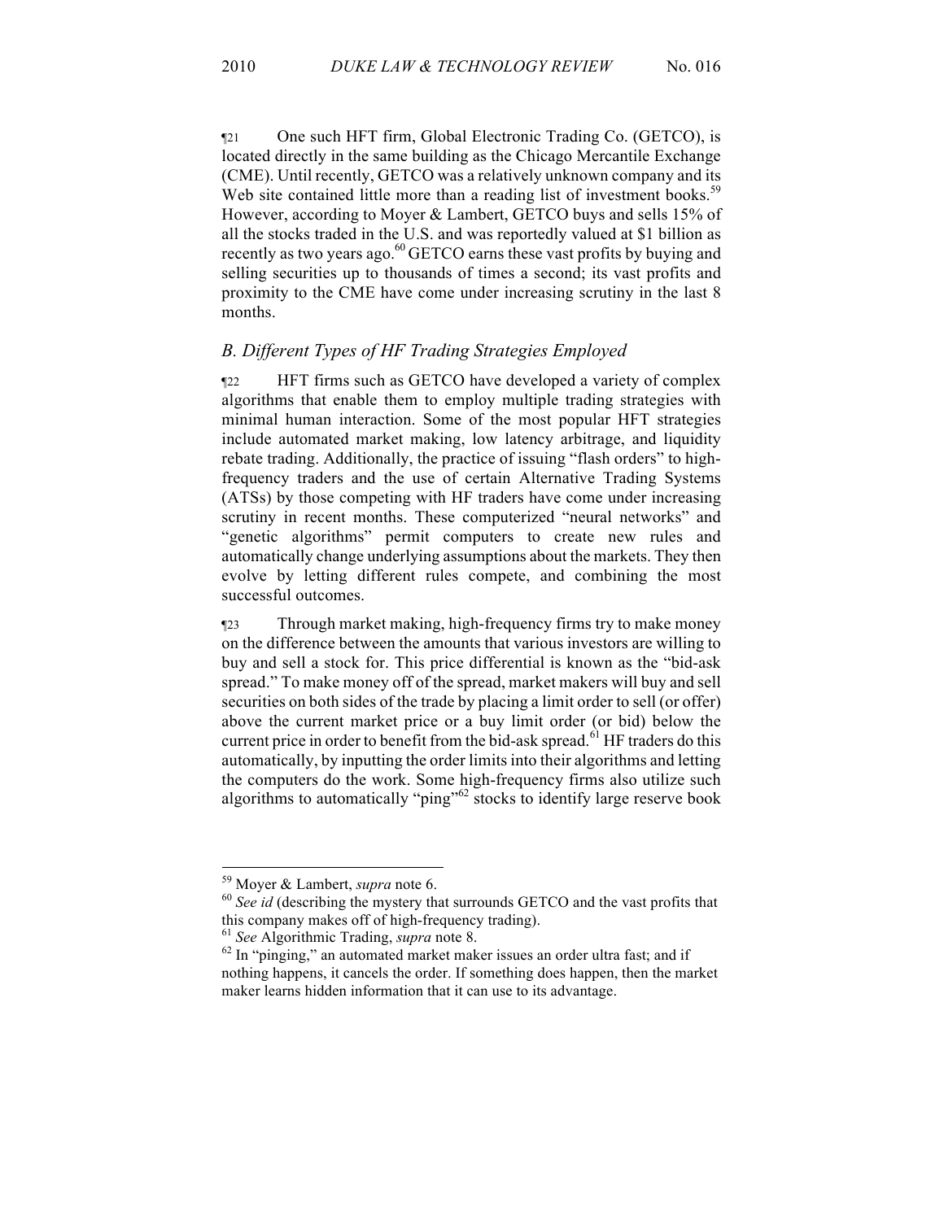¶21 One such HFT firm, Global Electronic Trading Co. (GETCO), is located directly in the same building as the Chicago Mercantile Exchange (CME). Until recently, GETCO was a relatively unknown company and its Web site contained little more than a reading list of investment books.[59] However, according to Moyer & Lambert, GETCO buys and sells 15% of all the stocks traded in the U.S. and was reportedly valued at $1 billion as recently as two years ago.[60] GETCO earns these vast profits by buying and selling securities up to thousands of times a second; its vast profits and proximity to the CME have come under increasing scrutiny in the last 8 months.

### *B. Different Types of HF Trading Strategies Employed*

¶22 HFT firms such as GETCO have developed a variety of complex algorithms that enable them to employ multiple trading strategies with minimal human interaction. Some of the most popular HFT strategies include automated market making, low latency arbitrage, and liquidity rebate trading. Additionally, the practice of issuing "flash orders" to high-frequency traders and the use of certain Alternative Trading Systems (ATSs) by those competing with HF traders have come under increasing scrutiny in recent months. These computerized "neural networks" and "genetic algorithms" permit computers to create new rules and automatically change underlying assumptions about the markets. They then evolve by letting different rules compete, and combining the most successful outcomes.

¶23 Through market making, high-frequency firms try to make money on the difference between the amounts that various investors are willing to buy and sell a stock for. This price differential is known as the "bid-ask spread." To make money off of the spread, market makers will buy and sell securities on both sides of the trade by placing a limit order to sell (or offer) above the current market price or a buy limit order (or bid) below the current price in order to benefit from the bid-ask spread.[61] HF traders do this automatically, by inputting the order limits into their algorithms and letting the computers do the work. Some high-frequency firms also utilize such algorithms to automatically "ping"[62] stocks to identify large reserve book

---

[59] Moyer & Lambert, *supra* note 6.

[60] *See id* (describing the mystery that surrounds GETCO and the vast profits that this company makes off of high-frequency trading).

[61] *See* Algorithmic Trading, *supra* note 8.

[62] In "pinging," an automated market maker issues an order ultra fast; and if nothing happens, it cancels the order. If something does happen, then the market maker learns hidden information that it can use to its advantage.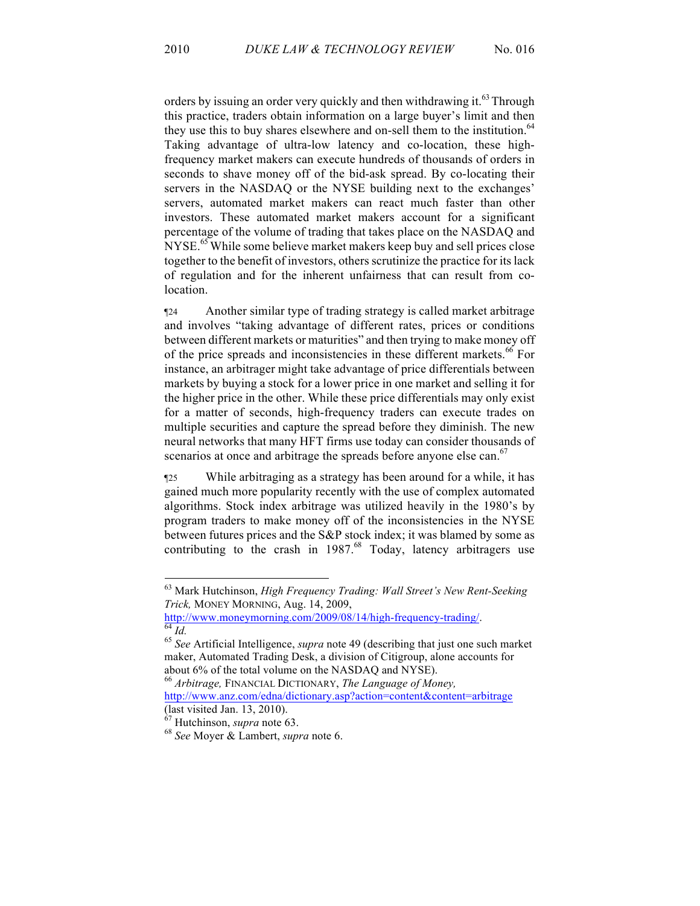orders by issuing an order very quickly and then withdrawing it.[63] Through this practice, traders obtain information on a large buyer's limit and then they use this to buy shares elsewhere and on-sell them to the institution.[64] Taking advantage of ultra-low latency and co-location, these high-frequency market makers can execute hundreds of thousands of orders in seconds to shave money off of the bid-ask spread. By co-locating their servers in the NASDAQ or the NYSE building next to the exchanges' servers, automated market makers can react much faster than other investors. These automated market makers account for a significant percentage of the volume of trading that takes place on the NASDAQ and NYSE.[65] While some believe market makers keep buy and sell prices close together to the benefit of investors, others scrutinize the practice for its lack of regulation and for the inherent unfairness that can result from co-location.

¶24 Another similar type of trading strategy is called market arbitrage and involves "taking advantage of different rates, prices or conditions between different markets or maturities" and then trying to make money off of the price spreads and inconsistencies in these different markets.[66] For instance, an arbitrager might take advantage of price differentials between markets by buying a stock for a lower price in one market and selling it for the higher price in the other. While these price differentials may only exist for a matter of seconds, high-frequency traders can execute trades on multiple securities and capture the spread before they diminish. The new neural networks that many HFT firms use today can consider thousands of scenarios at once and arbitrage the spreads before anyone else can.[67]

¶25 While arbitraging as a strategy has been around for a while, it has gained much more popularity recently with the use of complex automated algorithms. Stock index arbitrage was utilized heavily in the 1980's by program traders to make money off of the inconsistencies in the NYSE between futures prices and the S&P stock index; it was blamed by some as contributing to the crash in 1987.[68] Today, latency arbitragers use

---

[63] Mark Hutchinson, *High Frequency Trading: Wall Street's New Rent-Seeking Trick,* MONEY MORNING, Aug. 14, 2009, http://www.moneymorning.com/2009/08/14/high-frequency-trading/.

[64] *Id.*

[65] *See* Artificial Intelligence, *supra* note 49 (describing that just one such market maker, Automated Trading Desk, a division of Citigroup, alone accounts for about 6% of the total volume on the NASDAQ and NYSE).

[66] *Arbitrage,* FINANCIAL DICTIONARY, *The Language of Money,* http://www.anz.com/edna/dictionary.asp?action=content&content=arbitrage (last visited Jan. 13, 2010).

[67] Hutchinson, *supra* note 63.

[68] *See* Moyer & Lambert, *supra* note 6.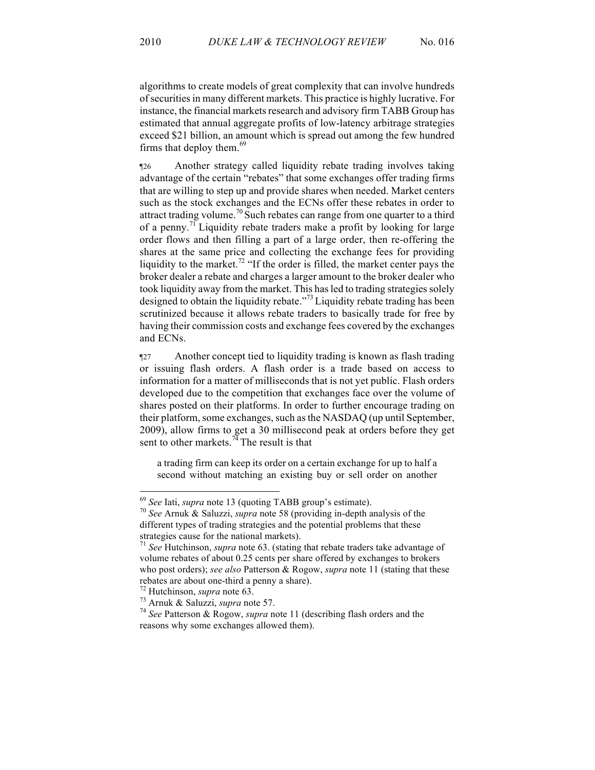algorithms to create models of great complexity that can involve hundreds of securities in many different markets. This practice is highly lucrative. For instance, the financial markets research and advisory firm TABB Group has estimated that annual aggregate profits of low-latency arbitrage strategies exceed $21 billion, an amount which is spread out among the few hundred firms that deploy them.[69]

¶26 Another strategy called liquidity rebate trading involves taking advantage of the certain "rebates" that some exchanges offer trading firms that are willing to step up and provide shares when needed. Market centers such as the stock exchanges and the ECNs offer these rebates in order to attract trading volume.[70] Such rebates can range from one quarter to a third of a penny.[71] Liquidity rebate traders make a profit by looking for large order flows and then filling a part of a large order, then re-offering the shares at the same price and collecting the exchange fees for providing liquidity to the market.[72] "If the order is filled, the market center pays the broker dealer a rebate and charges a larger amount to the broker dealer who took liquidity away from the market. This has led to trading strategies solely designed to obtain the liquidity rebate."[73] Liquidity rebate trading has been scrutinized because it allows rebate traders to basically trade for free by having their commission costs and exchange fees covered by the exchanges and ECNs.

¶27 Another concept tied to liquidity trading is known as flash trading or issuing flash orders. A flash order is a trade based on access to information for a matter of milliseconds that is not yet public. Flash orders developed due to the competition that exchanges face over the volume of shares posted on their platforms. In order to further encourage trading on their platform, some exchanges, such as the NASDAQ (up until September, 2009), allow firms to get a 30 millisecond peak at orders before they get sent to other markets.[74] The result is that

> a trading firm can keep its order on a certain exchange for up to half a second without matching an existing buy or sell order on another

---

[69] *See* Iati, *supra* note 13 (quoting TABB group's estimate).

[70] *See* Arnuk & Saluzzi, *supra* note 58 (providing in-depth analysis of the different types of trading strategies and the potential problems that these strategies cause for the national markets).

[71] *See* Hutchinson, *supra* note 63. (stating that rebate traders take advantage of volume rebates of about 0.25 cents per share offered by exchanges to brokers who post orders); *see also* Patterson & Rogow, *supra* note 11 (stating that these rebates are about one-third a penny a share).

[72] Hutchinson, *supra* note 63.

[73] Arnuk & Saluzzi, *supra* note 57.

[74] *See* Patterson & Rogow, *supra* note 11 (describing flash orders and the reasons why some exchanges allowed them).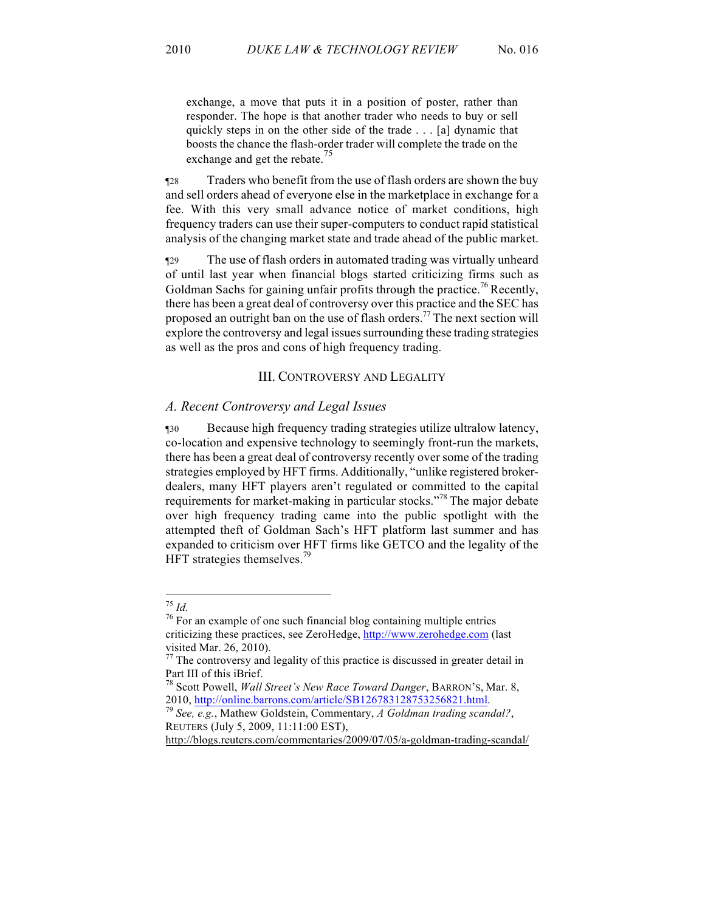exchange, a move that puts it in a position of poster, rather than responder. The hope is that another trader who needs to buy or sell quickly steps in on the other side of the trade . . . [a] dynamic that boosts the chance the flash-order trader will complete the trade on the exchange and get the rebate.[75]

¶28 Traders who benefit from the use of flash orders are shown the buy and sell orders ahead of everyone else in the marketplace in exchange for a fee. With this very small advance notice of market conditions, high frequency traders can use their super-computers to conduct rapid statistical analysis of the changing market state and trade ahead of the public market.

¶29 The use of flash orders in automated trading was virtually unheard of until last year when financial blogs started criticizing firms such as Goldman Sachs for gaining unfair profits through the practice.[76] Recently, there has been a great deal of controversy over this practice and the SEC has proposed an outright ban on the use of flash orders.[77] The next section will explore the controversy and legal issues surrounding these trading strategies as well as the pros and cons of high frequency trading.

## III. Controversy and Legality

### *A. Recent Controversy and Legal Issues*

¶30 Because high frequency trading strategies utilize ultralow latency, co-location and expensive technology to seemingly front-run the markets, there has been a great deal of controversy recently over some of the trading strategies employed by HFT firms. Additionally, "unlike registered broker-dealers, many HFT players aren't regulated or committed to the capital requirements for market-making in particular stocks."[78] The major debate over high frequency trading came into the public spotlight with the attempted theft of Goldman Sach's HFT platform last summer and has expanded to criticism over HFT firms like GETCO and the legality of the HFT strategies themselves.[79]

---

[75] *Id.*

[76] For an example of one such financial blog containing multiple entries criticizing these practices, see ZeroHedge, http://www.zerohedge.com (last visited Mar. 26, 2010).

[77] The controversy and legality of this practice is discussed in greater detail in Part III of this iBrief.

[78] Scott Powell, *Wall Street's New Race Toward Danger*, BARRON'S, Mar. 8, 2010, http://online.barrons.com/article/SB126783128753256821.html.

[79] *See, e.g.*, Mathew Goldstein, Commentary, *A Goldman trading scandal?*, REUTERS (July 5, 2009, 11:11:00 EST), http://blogs.reuters.com/commentaries/2009/07/05/a-goldman-trading-scandal/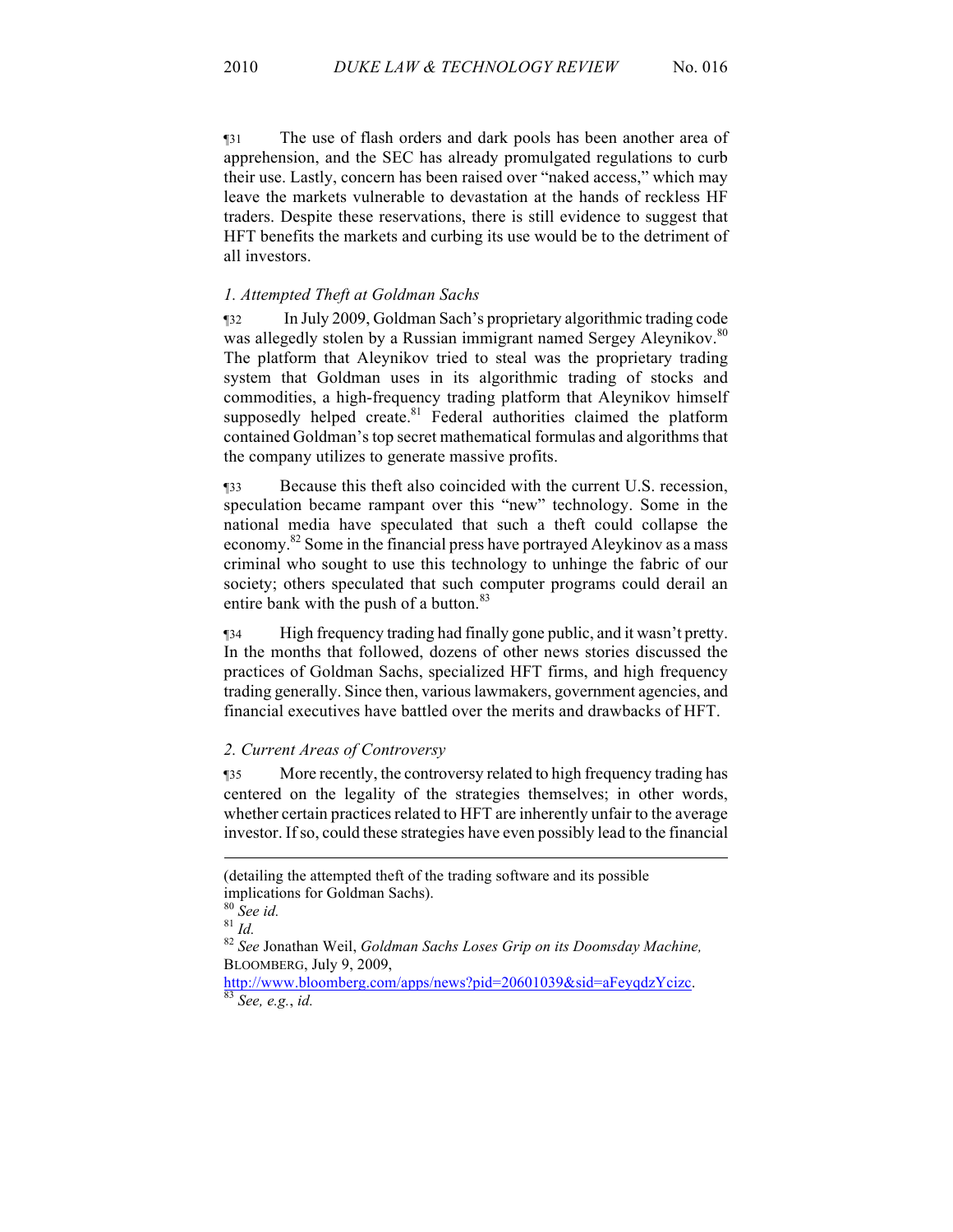¶31 The use of flash orders and dark pools has been another area of apprehension, and the SEC has already promulgated regulations to curb their use. Lastly, concern has been raised over "naked access," which may leave the markets vulnerable to devastation at the hands of reckless HF traders. Despite these reservations, there is still evidence to suggest that HFT benefits the markets and curbing its use would be to the detriment of all investors.

### *1. Attempted Theft at Goldman Sachs*

¶32 In July 2009, Goldman Sach's proprietary algorithmic trading code was allegedly stolen by a Russian immigrant named Sergey Aleynikov.[80] The platform that Aleynikov tried to steal was the proprietary trading system that Goldman uses in its algorithmic trading of stocks and commodities, a high-frequency trading platform that Aleynikov himself supposedly helped create.[81] Federal authorities claimed the platform contained Goldman's top secret mathematical formulas and algorithms that the company utilizes to generate massive profits.

¶33 Because this theft also coincided with the current U.S. recession, speculation became rampant over this "new" technology. Some in the national media have speculated that such a theft could collapse the economy.[82] Some in the financial press have portrayed Aleykinov as a mass criminal who sought to use this technology to unhinge the fabric of our society; others speculated that such computer programs could derail an entire bank with the push of a button.[83]

¶34 High frequency trading had finally gone public, and it wasn't pretty. In the months that followed, dozens of other news stories discussed the practices of Goldman Sachs, specialized HFT firms, and high frequency trading generally. Since then, various lawmakers, government agencies, and financial executives have battled over the merits and drawbacks of HFT.

### *2. Current Areas of Controversy*

¶35 More recently, the controversy related to high frequency trading has centered on the legality of the strategies themselves; in other words, whether certain practices related to HFT are inherently unfair to the average investor. If so, could these strategies have even possibly lead to the financial

---

(detailing the attempted theft of the trading software and its possible implications for Goldman Sachs).

[80] *See id.*

[81] *Id.*

[82] *See* Jonathan Weil, *Goldman Sachs Loses Grip on its Doomsday Machine,* BLOOMBERG, July 9, 2009, http://www.bloomberg.com/apps/news?pid=20601039&sid=aFeyqdzYcizc.

[83] *See, e.g.*, *id.*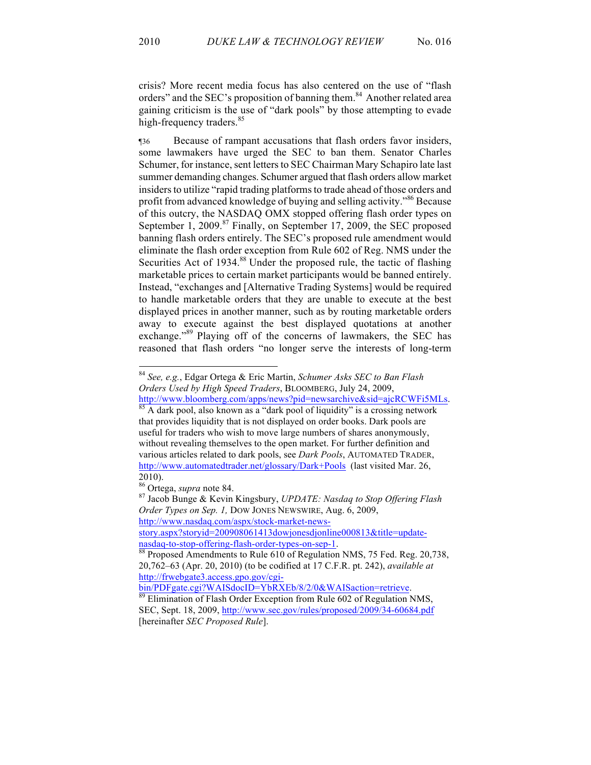crisis? More recent media focus has also centered on the use of "flash orders" and the SEC's proposition of banning them.[84] Another related area gaining criticism is the use of "dark pools" by those attempting to evade high-frequency traders.[85]

¶36 Because of rampant accusations that flash orders favor insiders, some lawmakers have urged the SEC to ban them. Senator Charles Schumer, for instance, sent letters to SEC Chairman Mary Schapiro late last summer demanding changes. Schumer argued that flash orders allow market insiders to utilize "rapid trading platforms to trade ahead of those orders and profit from advanced knowledge of buying and selling activity."[86] Because of this outcry, the NASDAQ OMX stopped offering flash order types on September 1, 2009.[87] Finally, on September 17, 2009, the SEC proposed banning flash orders entirely. The SEC's proposed rule amendment would eliminate the flash order exception from Rule 602 of Reg. NMS under the Securities Act of 1934.[88] Under the proposed rule, the tactic of flashing marketable prices to certain market participants would be banned entirely. Instead, "exchanges and [Alternative Trading Systems] would be required to handle marketable orders that they are unable to execute at the best displayed prices in another manner, such as by routing marketable orders away to execute against the best displayed quotations at another exchange."[89] Playing off of the concerns of lawmakers, the SEC has reasoned that flash orders "no longer serve the interests of long-term

---

[84] *See, e.g.*, Edgar Ortega & Eric Martin, *Schumer Asks SEC to Ban Flash Orders Used by High Speed Traders*, BLOOMBERG, July 24, 2009, http://www.bloomberg.com/apps/news?pid=newsarchive&sid=ajcRCWFi5MLs.

[85] A dark pool, also known as a "dark pool of liquidity" is a crossing network that provides liquidity that is not displayed on order books. Dark pools are useful for traders who wish to move large numbers of shares anonymously, without revealing themselves to the open market. For further definition and various articles related to dark pools, see *Dark Pools*, AUTOMATED TRADER, http://www.automatedtrader.net/glossary/Dark+Pools (last visited Mar. 26, 2010).

[86] Ortega, *supra* note 84.

[87] Jacob Bunge & Kevin Kingsbury, *UPDATE: Nasdaq to Stop Offering Flash Order Types on Sep. 1,* DOW JONES NEWSWIRE, Aug. 6, 2009, http://www.nasdaq.com/aspx/stock-market-news-story.aspx?storyid=200908061413dowjonesdjonline000813&title=update-nasdaq-to-stop-offering-flash-order-types-on-sep-1.

[88] Proposed Amendments to Rule 610 of Regulation NMS, 75 Fed. Reg. 20,738, 20,762–63 (Apr. 20, 2010) (to be codified at 17 C.F.R. pt. 242), *available at* http://frwebgate3.access.gpo.gov/cgi-bin/PDFgate.cgi?WAISdocID=YbRXEb/8/2/0&WAISaction=retrieve.

[89] Elimination of Flash Order Exception from Rule 602 of Regulation NMS, SEC, Sept. 18, 2009, http://www.sec.gov/rules/proposed/2009/34-60684.pdf [hereinafter *SEC Proposed Rule*].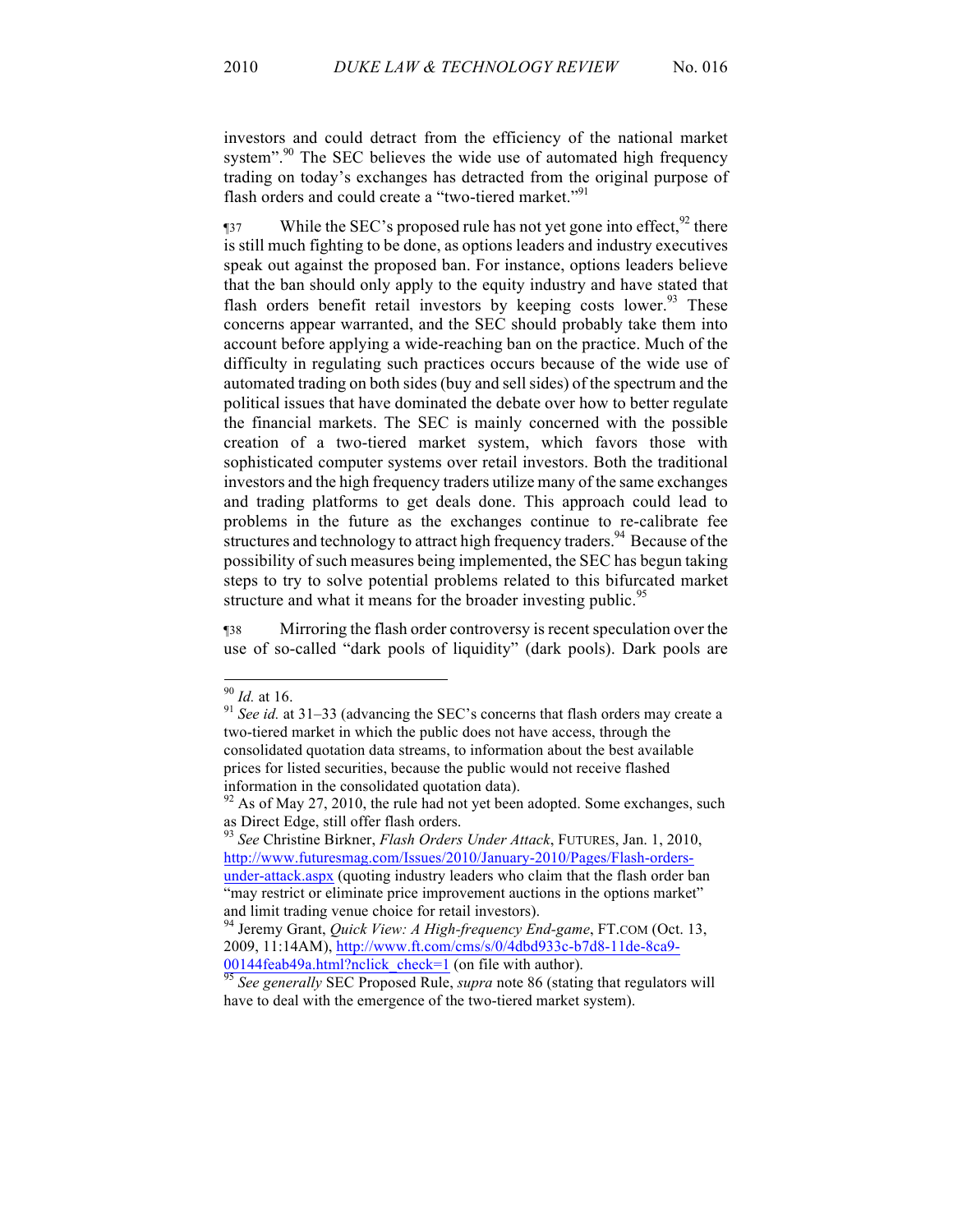investors and could detract from the efficiency of the national market system".[90] The SEC believes the wide use of automated high frequency trading on today's exchanges has detracted from the original purpose of flash orders and could create a "two-tiered market."[91]

¶37 While the SEC's proposed rule has not yet gone into effect,[92] there is still much fighting to be done, as options leaders and industry executives speak out against the proposed ban. For instance, options leaders believe that the ban should only apply to the equity industry and have stated that flash orders benefit retail investors by keeping costs lower.[93] These concerns appear warranted, and the SEC should probably take them into account before applying a wide-reaching ban on the practice. Much of the difficulty in regulating such practices occurs because of the wide use of automated trading on both sides (buy and sell sides) of the spectrum and the political issues that have dominated the debate over how to better regulate the financial markets. The SEC is mainly concerned with the possible creation of a two-tiered market system, which favors those with sophisticated computer systems over retail investors. Both the traditional investors and the high frequency traders utilize many of the same exchanges and trading platforms to get deals done. This approach could lead to problems in the future as the exchanges continue to re-calibrate fee structures and technology to attract high frequency traders.[94] Because of the possibility of such measures being implemented, the SEC has begun taking steps to try to solve potential problems related to this bifurcated market structure and what it means for the broader investing public.[95]

¶38 Mirroring the flash order controversy is recent speculation over the use of so-called "dark pools of liquidity" (dark pools). Dark pools are

---

[90] *Id.* at 16.

[91] *See id.* at 31–33 (advancing the SEC's concerns that flash orders may create a two-tiered market in which the public does not have access, through the consolidated quotation data streams, to information about the best available prices for listed securities, because the public would not receive flashed information in the consolidated quotation data).

[92] As of May 27, 2010, the rule had not yet been adopted. Some exchanges, such as Direct Edge, still offer flash orders.

[93] *See* Christine Birkner, *Flash Orders Under Attack*, FUTURES, Jan. 1, 2010, http://www.futuresmag.com/Issues/2010/January-2010/Pages/Flash-orders-under-attack.aspx (quoting industry leaders who claim that the flash order ban "may restrict or eliminate price improvement auctions in the options market" and limit trading venue choice for retail investors).

[94] Jeremy Grant, *Quick View: A High-frequency End-game*, FT.COM (Oct. 13, 2009, 11:14AM), http://www.ft.com/cms/s/0/4dbd933c-b7d8-11de-8ca9-00144feab49a.html?nclick_check=1 (on file with author).

[95] *See generally* SEC Proposed Rule, *supra* note 86 (stating that regulators will have to deal with the emergence of the two-tiered market system).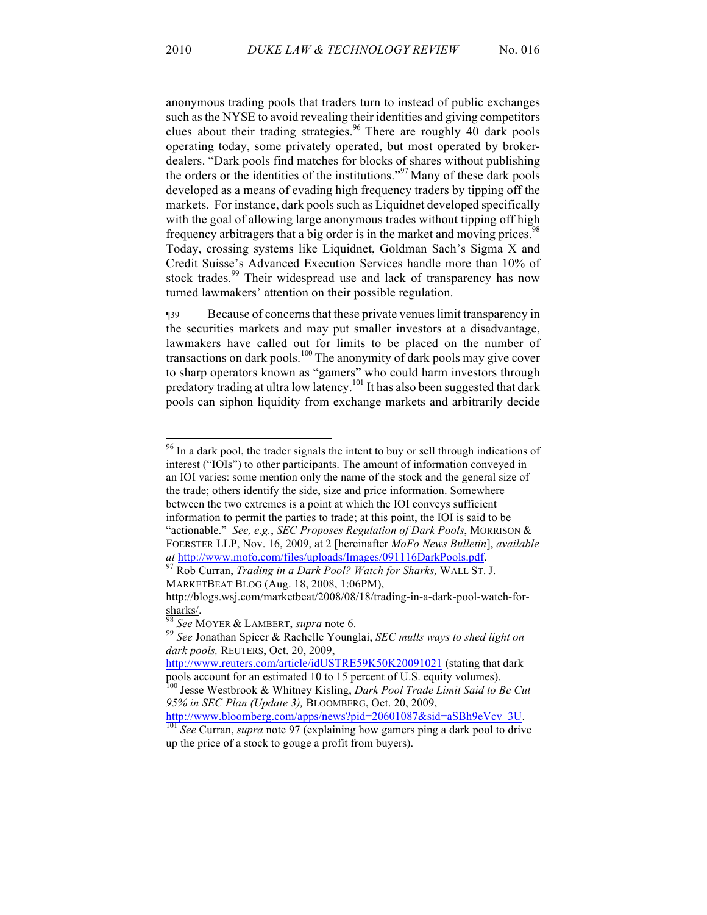anonymous trading pools that traders turn to instead of public exchanges such as the NYSE to avoid revealing their identities and giving competitors clues about their trading strategies.[96] There are roughly 40 dark pools operating today, some privately operated, but most operated by broker-dealers. "Dark pools find matches for blocks of shares without publishing the orders or the identities of the institutions."[97] Many of these dark pools developed as a means of evading high frequency traders by tipping off the markets. For instance, dark pools such as Liquidnet developed specifically with the goal of allowing large anonymous trades without tipping off high frequency arbitragers that a big order is in the market and moving prices.[98] Today, crossing systems like Liquidnet, Goldman Sach's Sigma X and Credit Suisse's Advanced Execution Services handle more than 10% of stock trades.[99] Their widespread use and lack of transparency has now turned lawmakers' attention on their possible regulation.

¶39 Because of concerns that these private venues limit transparency in the securities markets and may put smaller investors at a disadvantage, lawmakers have called out for limits to be placed on the number of transactions on dark pools.[100] The anonymity of dark pools may give cover to sharp operators known as "gamers" who could harm investors through predatory trading at ultra low latency.[101] It has also been suggested that dark pools can siphon liquidity from exchange markets and arbitrarily decide

---

[96] In a dark pool, the trader signals the intent to buy or sell through indications of interest ("IOIs") to other participants. The amount of information conveyed in an IOI varies: some mention only the name of the stock and the general size of the trade; others identify the side, size and price information. Somewhere between the two extremes is a point at which the IOI conveys sufficient information to permit the parties to trade; at this point, the IOI is said to be "actionable." *See, e.g.*, *SEC Proposes Regulation of Dark Pools*, MORRISON & FOERSTER LLP, Nov. 16, 2009, at 2 [hereinafter *MoFo News Bulletin*], *available at* http://www.mofo.com/files/uploads/Images/091116DarkPools.pdf.

[97] Rob Curran, *Trading in a Dark Pool? Watch for Sharks,* WALL ST. J. MARKETBEAT BLOG (Aug. 18, 2008, 1:06PM), http://blogs.wsj.com/marketbeat/2008/08/18/trading-in-a-dark-pool-watch-for-sharks/.

[98] *See* MOYER & LAMBERT, *supra* note 6.

[99] *See* Jonathan Spicer & Rachelle Younglai, *SEC mulls ways to shed light on dark pools,* REUTERS, Oct. 20, 2009, http://www.reuters.com/article/idUSTRE59K50K20091021 (stating that dark pools account for an estimated 10 to 15 percent of U.S. equity volumes).

[100] Jesse Westbrook & Whitney Kisling, *Dark Pool Trade Limit Said to Be Cut 95% in SEC Plan (Update 3),* BLOOMBERG, Oct. 20, 2009, http://www.bloomberg.com/apps/news?pid=20601087&sid=aSBh9eVcv_3U.

[101] *See* Curran, *supra* note 97 (explaining how gamers ping a dark pool to drive up the price of a stock to gouge a profit from buyers).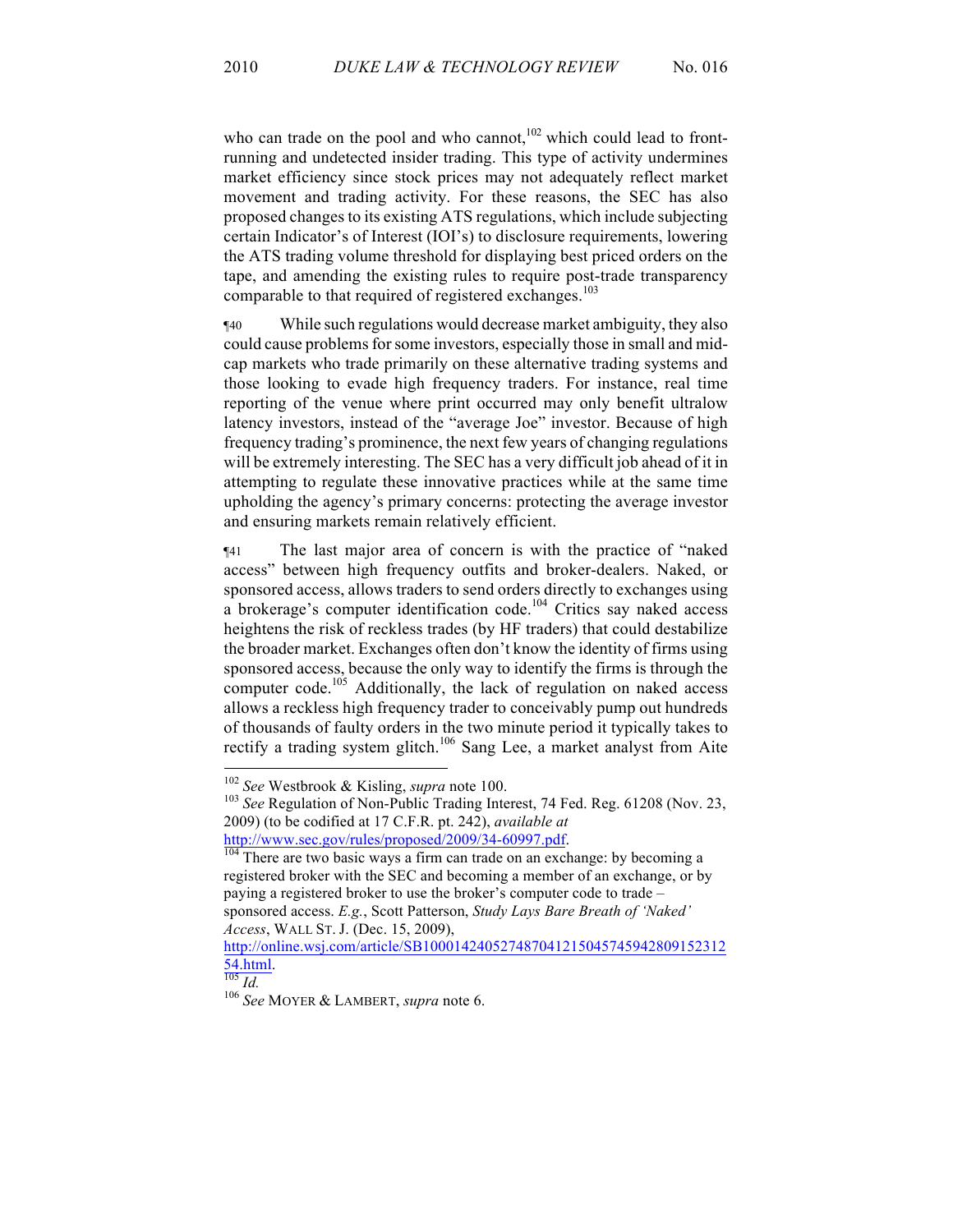who can trade on the pool and who cannot,[102] which could lead to front-running and undetected insider trading. This type of activity undermines market efficiency since stock prices may not adequately reflect market movement and trading activity. For these reasons, the SEC has also proposed changes to its existing ATS regulations, which include subjecting certain Indicator's of Interest (IOI's) to disclosure requirements, lowering the ATS trading volume threshold for displaying best priced orders on the tape, and amending the existing rules to require post-trade transparency comparable to that required of registered exchanges.[103]

¶40 While such regulations would decrease market ambiguity, they also could cause problems for some investors, especially those in small and mid-cap markets who trade primarily on these alternative trading systems and those looking to evade high frequency traders. For instance, real time reporting of the venue where print occurred may only benefit ultralow latency investors, instead of the "average Joe" investor. Because of high frequency trading's prominence, the next few years of changing regulations will be extremely interesting. The SEC has a very difficult job ahead of it in attempting to regulate these innovative practices while at the same time upholding the agency's primary concerns: protecting the average investor and ensuring markets remain relatively efficient.

¶41 The last major area of concern is with the practice of "naked access" between high frequency outfits and broker-dealers. Naked, or sponsored access, allows traders to send orders directly to exchanges using a brokerage's computer identification code.[104] Critics say naked access heightens the risk of reckless trades (by HF traders) that could destabilize the broader market. Exchanges often don't know the identity of firms using sponsored access, because the only way to identify the firms is through the computer code.[105] Additionally, the lack of regulation on naked access allows a reckless high frequency trader to conceivably pump out hundreds of thousands of faulty orders in the two minute period it typically takes to rectify a trading system glitch.[106] Sang Lee, a market analyst from Aite

---

[102] *See* Westbrook & Kisling, *supra* note 100.

[103] *See* Regulation of Non-Public Trading Interest, 74 Fed. Reg. 61208 (Nov. 23, 2009) (to be codified at 17 C.F.R. pt. 242), *available at* http://www.sec.gov/rules/proposed/2009/34-60997.pdf.

[104] There are two basic ways a firm can trade on an exchange: by becoming a registered broker with the SEC and becoming a member of an exchange, or by paying a registered broker to use the broker's computer code to trade – sponsored access. *E.g.*, Scott Patterson, *Study Lays Bare Breath of 'Naked' Access*, WALL ST. J. (Dec. 15, 2009), http://online.wsj.com/article/SB10001424052748704121504574594280915231254.html.

[105] *Id.*

[106] *See* MOYER & LAMBERT, *supra* note 6.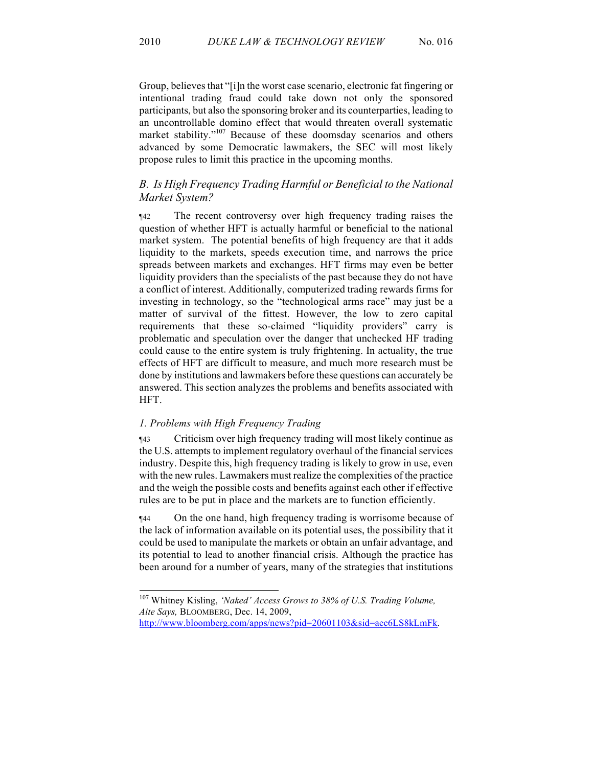Group, believes that "[i]n the worst case scenario, electronic fat fingering or intentional trading fraud could take down not only the sponsored participants, but also the sponsoring broker and its counterparties, leading to an uncontrollable domino effect that would threaten overall systematic market stability."[107] Because of these doomsday scenarios and others advanced by some Democratic lawmakers, the SEC will most likely propose rules to limit this practice in the upcoming months.

### *B. Is High Frequency Trading Harmful or Beneficial to the National Market System?*

¶42 The recent controversy over high frequency trading raises the question of whether HFT is actually harmful or beneficial to the national market system. The potential benefits of high frequency are that it adds liquidity to the markets, speeds execution time, and narrows the price spreads between markets and exchanges. HFT firms may even be better liquidity providers than the specialists of the past because they do not have a conflict of interest. Additionally, computerized trading rewards firms for investing in technology, so the "technological arms race" may just be a matter of survival of the fittest. However, the low to zero capital requirements that these so-claimed "liquidity providers" carry is problematic and speculation over the danger that unchecked HF trading could cause to the entire system is truly frightening. In actuality, the true effects of HFT are difficult to measure, and much more research must be done by institutions and lawmakers before these questions can accurately be answered. This section analyzes the problems and benefits associated with HFT.

#### *1. Problems with High Frequency Trading*

¶43 Criticism over high frequency trading will most likely continue as the U.S. attempts to implement regulatory overhaul of the financial services industry. Despite this, high frequency trading is likely to grow in use, even with the new rules. Lawmakers must realize the complexities of the practice and the weigh the possible costs and benefits against each other if effective rules are to be put in place and the markets are to function efficiently.

¶44 On the one hand, high frequency trading is worrisome because of the lack of information available on its potential uses, the possibility that it could be used to manipulate the markets or obtain an unfair advantage, and its potential to lead to another financial crisis. Although the practice has been around for a number of years, many of the strategies that institutions

---

[107] Whitney Kisling, *'Naked' Access Grows to 38% of U.S. Trading Volume, Aite Says,* BLOOMBERG, Dec. 14, 2009, http://www.bloomberg.com/apps/news?pid=20601103&sid=aec6LS8kLmFk.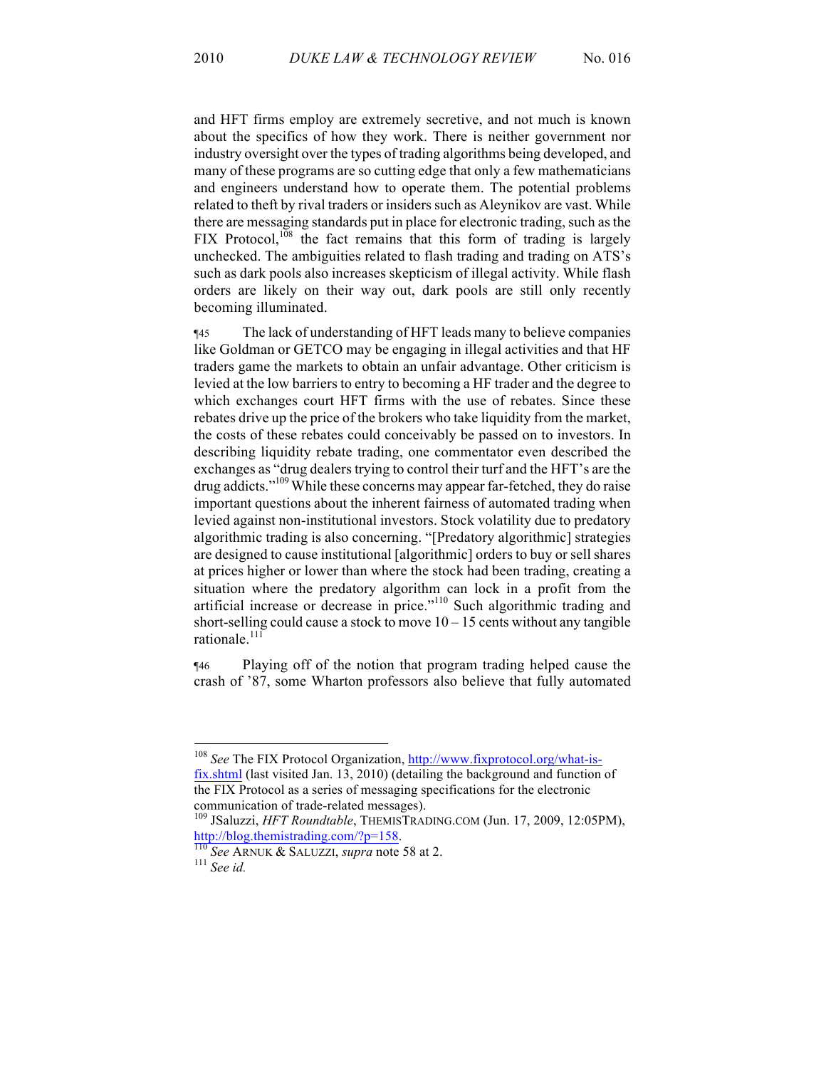and HFT firms employ are extremely secretive, and not much is known about the specifics of how they work. There is neither government nor industry oversight over the types of trading algorithms being developed, and many of these programs are so cutting edge that only a few mathematicians and engineers understand how to operate them. The potential problems related to theft by rival traders or insiders such as Aleynikov are vast. While there are messaging standards put in place for electronic trading, such as the FIX Protocol,[108] the fact remains that this form of trading is largely unchecked. The ambiguities related to flash trading and trading on ATS's such as dark pools also increases skepticism of illegal activity. While flash orders are likely on their way out, dark pools are still only recently becoming illuminated.

¶45 The lack of understanding of HFT leads many to believe companies like Goldman or GETCO may be engaging in illegal activities and that HF traders game the markets to obtain an unfair advantage. Other criticism is levied at the low barriers to entry to becoming a HF trader and the degree to which exchanges court HFT firms with the use of rebates. Since these rebates drive up the price of the brokers who take liquidity from the market, the costs of these rebates could conceivably be passed on to investors. In describing liquidity rebate trading, one commentator even described the exchanges as "drug dealers trying to control their turf and the HFT's are the drug addicts."[109] While these concerns may appear far-fetched, they do raise important questions about the inherent fairness of automated trading when levied against non-institutional investors. Stock volatility due to predatory algorithmic trading is also concerning. "[Predatory algorithmic] strategies are designed to cause institutional [algorithmic] orders to buy or sell shares at prices higher or lower than where the stock had been trading, creating a situation where the predatory algorithm can lock in a profit from the artificial increase or decrease in price."[110] Such algorithmic trading and short-selling could cause a stock to move 10 – 15 cents without any tangible rationale.[111]

¶46 Playing off of the notion that program trading helped cause the crash of '87, some Wharton professors also believe that fully automated

---

[108] *See* The FIX Protocol Organization, http://www.fixprotocol.org/what-is-fix.shtml (last visited Jan. 13, 2010) (detailing the background and function of the FIX Protocol as a series of messaging specifications for the electronic communication of trade-related messages).

[109] JSaluzzi, *HFT Roundtable*, THEMISTRADING.COM (Jun. 17, 2009, 12:05PM), http://blog.themistrading.com/?p=158.

[110] *See* ARNUK & SALUZZI, *supra* note 58 at 2.

[111] *See id.*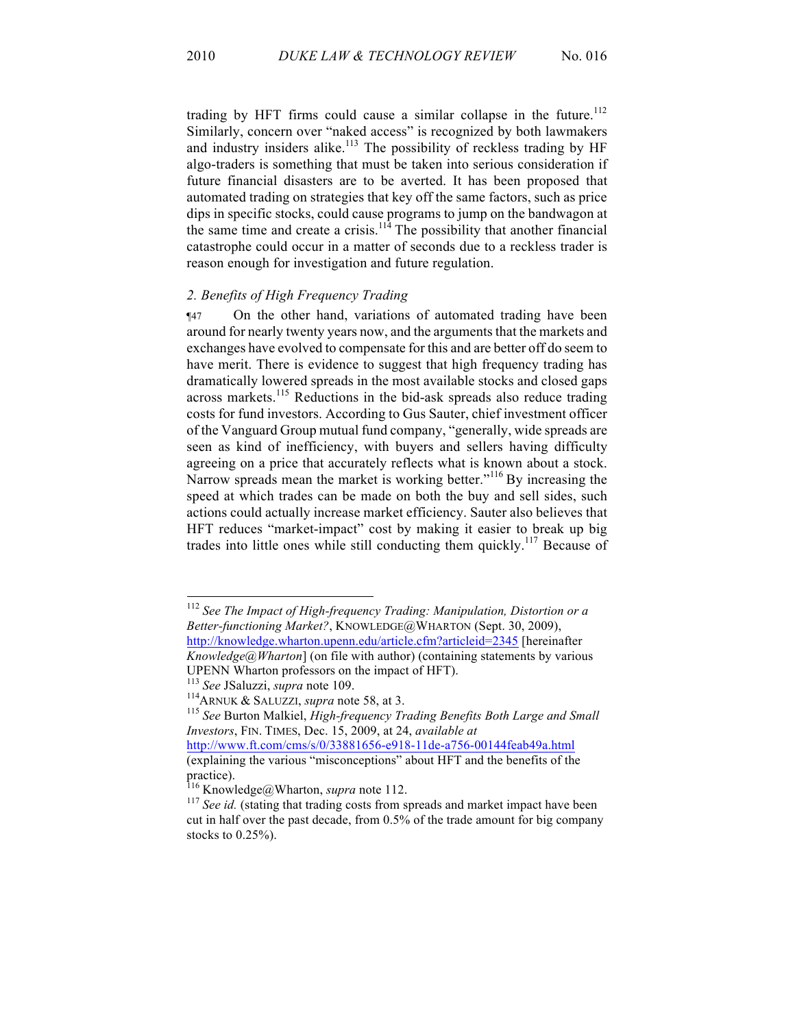trading by HFT firms could cause a similar collapse in the future.[112] Similarly, concern over "naked access" is recognized by both lawmakers and industry insiders alike.[113] The possibility of reckless trading by HF algo-traders is something that must be taken into serious consideration if future financial disasters are to be averted. It has been proposed that automated trading on strategies that key off the same factors, such as price dips in specific stocks, could cause programs to jump on the bandwagon at the same time and create a crisis.[114] The possibility that another financial catastrophe could occur in a matter of seconds due to a reckless trader is reason enough for investigation and future regulation.

### *2. Benefits of High Frequency Trading*

¶47 On the other hand, variations of automated trading have been around for nearly twenty years now, and the arguments that the markets and exchanges have evolved to compensate for this and are better off do seem to have merit. There is evidence to suggest that high frequency trading has dramatically lowered spreads in the most available stocks and closed gaps across markets.[115] Reductions in the bid-ask spreads also reduce trading costs for fund investors. According to Gus Sauter, chief investment officer of the Vanguard Group mutual fund company, "generally, wide spreads are seen as kind of inefficiency, with buyers and sellers having difficulty agreeing on a price that accurately reflects what is known about a stock. Narrow spreads mean the market is working better."[116] By increasing the speed at which trades can be made on both the buy and sell sides, such actions could actually increase market efficiency. Sauter also believes that HFT reduces "market-impact" cost by making it easier to break up big trades into little ones while still conducting them quickly.[117] Because of

---

[112] *See The Impact of High-frequency Trading: Manipulation, Distortion or a Better-functioning Market?*, KNOWLEDGE@WHARTON (Sept. 30, 2009), http://knowledge.wharton.upenn.edu/article.cfm?articleid=2345 [hereinafter *Knowledge@Wharton*] (on file with author) (containing statements by various UPENN Wharton professors on the impact of HFT).

[113] *See* JSaluzzi, *supra* note 109.

[114] ARNUK & SALUZZI, *supra* note 58, at 3.

[115] *See* Burton Malkiel, *High-frequency Trading Benefits Both Large and Small Investors*, FIN. TIMES, Dec. 15, 2009, at 24, *available at* http://www.ft.com/cms/s/0/33881656-e918-11de-a756-00144feab49a.html (explaining the various "misconceptions" about HFT and the benefits of the practice).

[116] Knowledge@Wharton, *supra* note 112.

[117] *See id.* (stating that trading costs from spreads and market impact have been cut in half over the past decade, from 0.5% of the trade amount for big company stocks to 0.25%).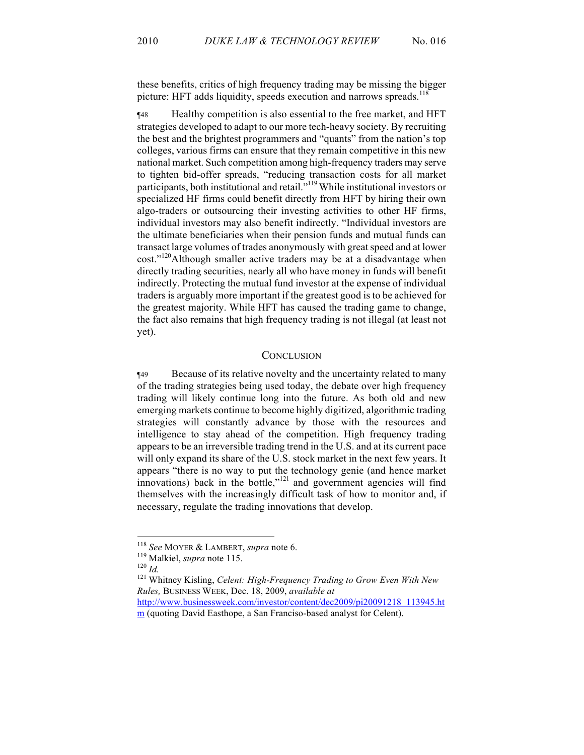these benefits, critics of high frequency trading may be missing the bigger picture: HFT adds liquidity, speeds execution and narrows spreads.[118]

¶48 Healthy competition is also essential to the free market, and HFT strategies developed to adapt to our more tech-heavy society. By recruiting the best and the brightest programmers and "quants" from the nation's top colleges, various firms can ensure that they remain competitive in this new national market. Such competition among high-frequency traders may serve to tighten bid-offer spreads, "reducing transaction costs for all market participants, both institutional and retail."[119] While institutional investors or specialized HF firms could benefit directly from HFT by hiring their own algo-traders or outsourcing their investing activities to other HF firms, individual investors may also benefit indirectly. "Individual investors are the ultimate beneficiaries when their pension funds and mutual funds can transact large volumes of trades anonymously with great speed and at lower cost."[120] Although smaller active traders may be at a disadvantage when directly trading securities, nearly all who have money in funds will benefit indirectly. Protecting the mutual fund investor at the expense of individual traders is arguably more important if the greatest good is to be achieved for the greatest majority. While HFT has caused the trading game to change, the fact also remains that high frequency trading is not illegal (at least not yet).

## CONCLUSION

¶49 Because of its relative novelty and the uncertainty related to many of the trading strategies being used today, the debate over high frequency trading will likely continue long into the future. As both old and new emerging markets continue to become highly digitized, algorithmic trading strategies will constantly advance by those with the resources and intelligence to stay ahead of the competition. High frequency trading appears to be an irreversible trading trend in the U.S. and at its current pace will only expand its share of the U.S. stock market in the next few years. It appears "there is no way to put the technology genie (and hence market innovations) back in the bottle,"[121] and government agencies will find themselves with the increasingly difficult task of how to monitor and, if necessary, regulate the trading innovations that develop.

---

[118] *See* MOYER & LAMBERT, *supra* note 6.

[119] Malkiel, *supra* note 115.

[120] *Id.*

[121] Whitney Kisling, *Celent: High-Frequency Trading to Grow Even With New Rules,* BUSINESS WEEK, Dec. 18, 2009, *available at* http://www.businessweek.com/investor/content/dec2009/pi20091218_113945.htm (quoting David Easthope, a San Francisco-based analyst for Celent).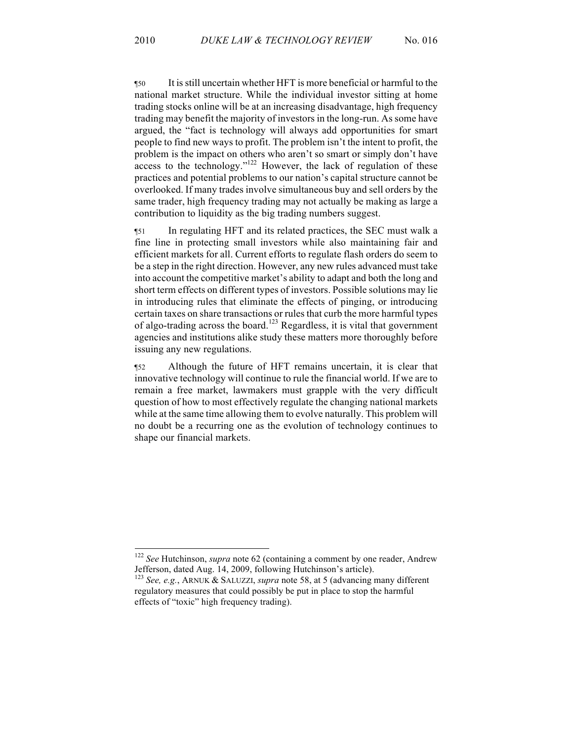¶50 It is still uncertain whether HFT is more beneficial or harmful to the national market structure. While the individual investor sitting at home trading stocks online will be at an increasing disadvantage, high frequency trading may benefit the majority of investors in the long-run. As some have argued, the "fact is technology will always add opportunities for smart people to find new ways to profit. The problem isn't the intent to profit, the problem is the impact on others who aren't so smart or simply don't have access to the technology."[122] However, the lack of regulation of these practices and potential problems to our nation's capital structure cannot be overlooked. If many trades involve simultaneous buy and sell orders by the same trader, high frequency trading may not actually be making as large a contribution to liquidity as the big trading numbers suggest.

¶51 In regulating HFT and its related practices, the SEC must walk a fine line in protecting small investors while also maintaining fair and efficient markets for all. Current efforts to regulate flash orders do seem to be a step in the right direction. However, any new rules advanced must take into account the competitive market's ability to adapt and both the long and short term effects on different types of investors. Possible solutions may lie in introducing rules that eliminate the effects of pinging, or introducing certain taxes on share transactions or rules that curb the more harmful types of algo-trading across the board.[123] Regardless, it is vital that government agencies and institutions alike study these matters more thoroughly before issuing any new regulations.

¶52 Although the future of HFT remains uncertain, it is clear that innovative technology will continue to rule the financial world. If we are to remain a free market, lawmakers must grapple with the very difficult question of how to most effectively regulate the changing national markets while at the same time allowing them to evolve naturally. This problem will no doubt be a recurring one as the evolution of technology continues to shape our financial markets.

---

[122] *See* Hutchinson, *supra* note 62 (containing a comment by one reader, Andrew Jefferson, dated Aug. 14, 2009, following Hutchinson's article).

[123] *See, e.g.*, ARNUK & SALUZZI, *supra* note 58, at 5 (advancing many different regulatory measures that could possibly be put in place to stop the harmful effects of "toxic" high frequency trading).